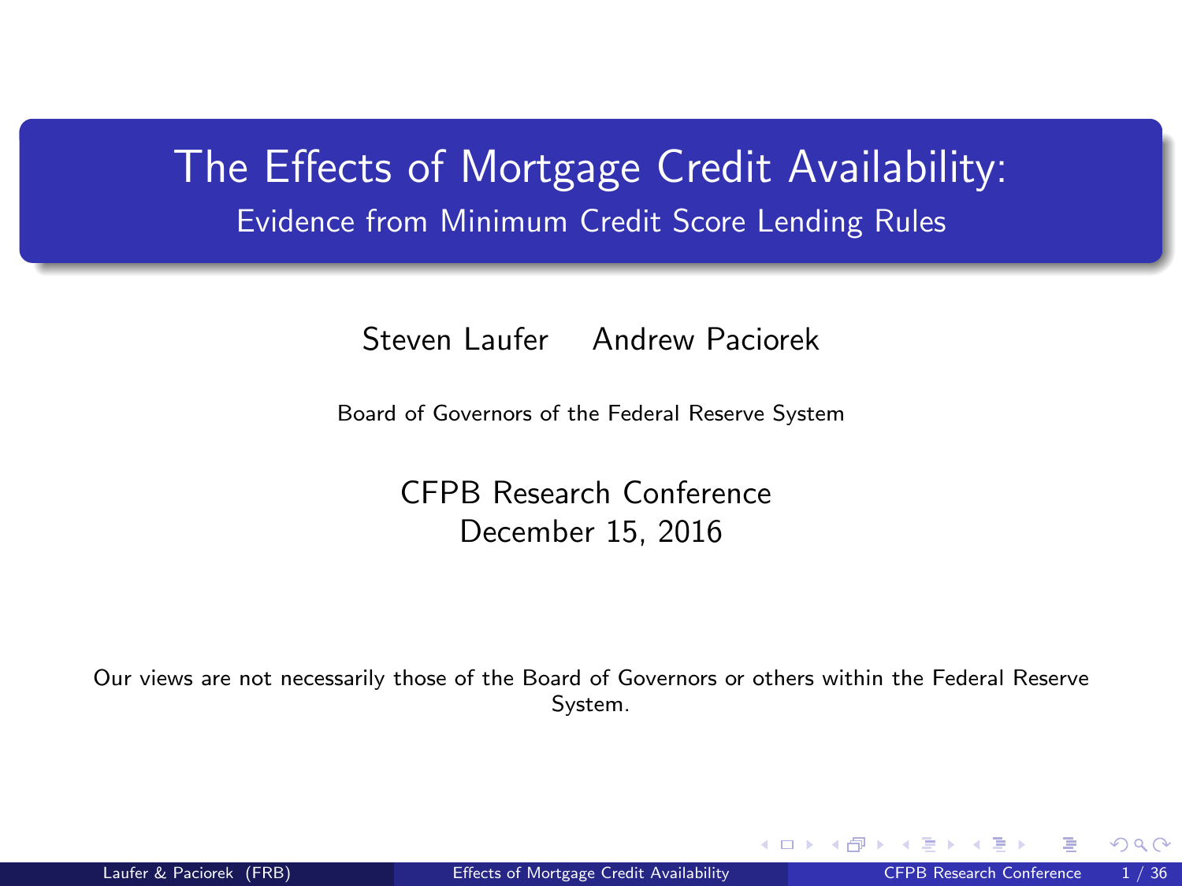# The Effects of Mortgage Credit Availability:

## Evidence from Minimum Credit Score Lending Rules

Steven Laufer Andrew Paciorek

Board of Governors of the Federal Reserve System

CFPB Research Conference
December 15, 2016

Our views are not necessarily those of the Board of Governors or others within the Federal Reserve System.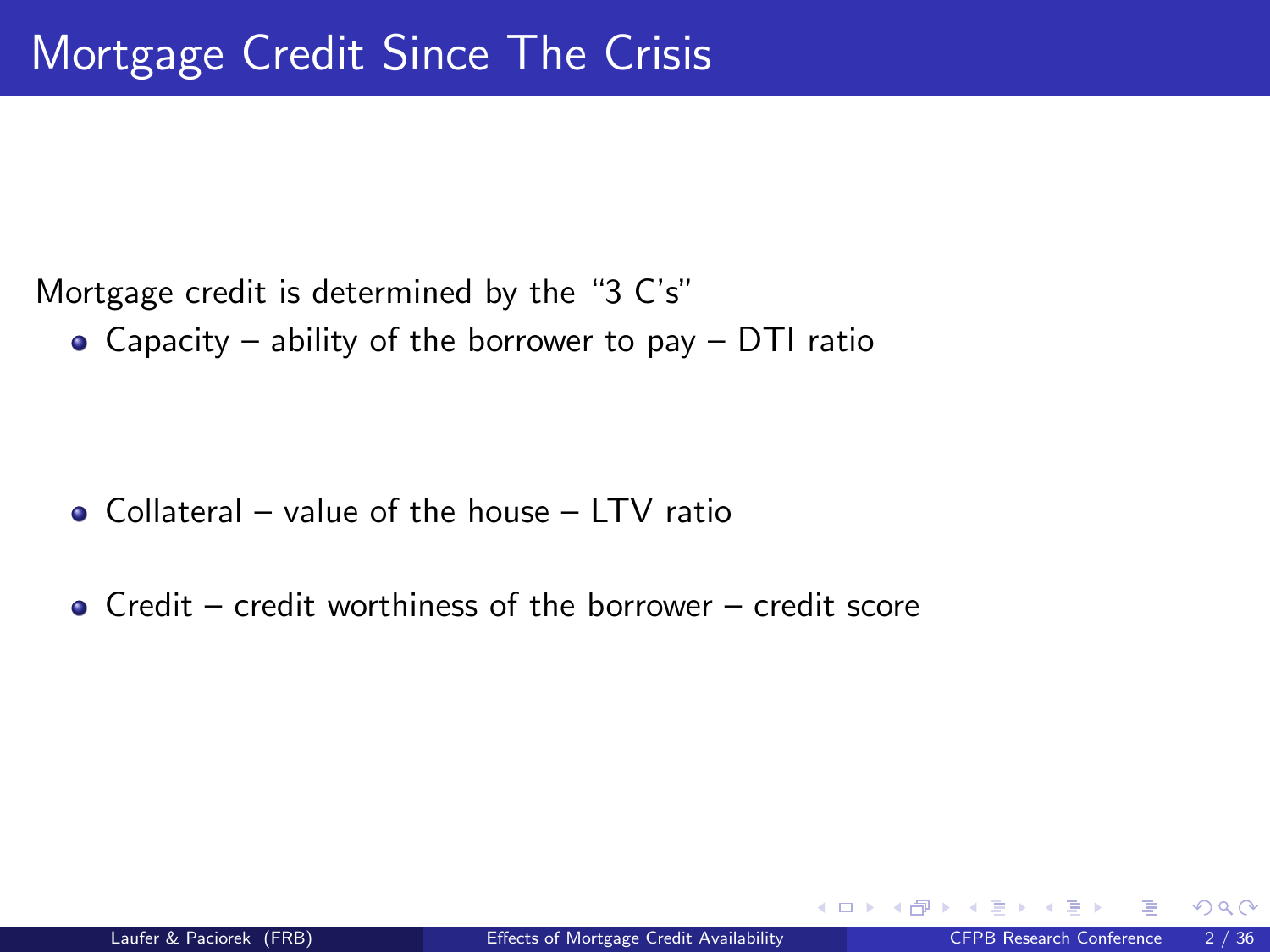# Mortgage Credit Since The Crisis

Mortgage credit is determined by the "3 C's"

- Capacity – ability of the borrower to pay – DTI ratio
- Collateral – value of the house – LTV ratio
- Credit – credit worthiness of the borrower – credit score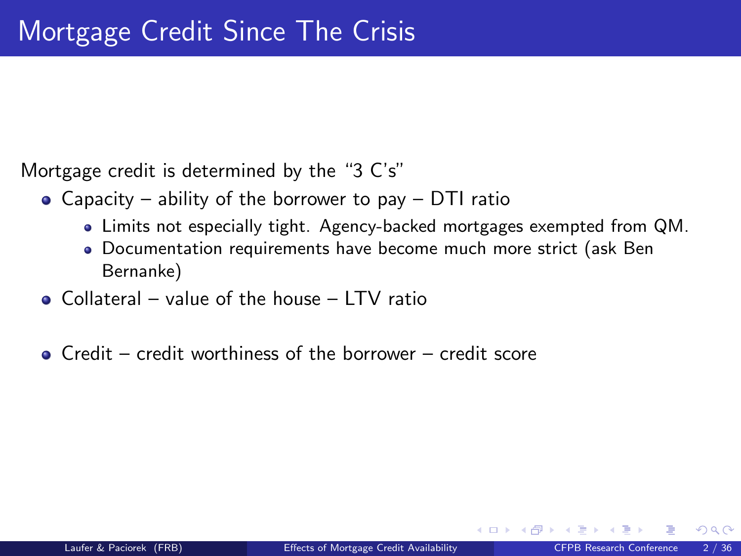# Mortgage Credit Since The Crisis

Mortgage credit is determined by the "3 C's"

- Capacity – ability of the borrower to pay – DTI ratio
  - Limits not especially tight. Agency-backed mortgages exempted from QM.
  - Documentation requirements have become much more strict (ask Ben Bernanke)
- Collateral – value of the house – LTV ratio
- Credit – credit worthiness of the borrower – credit score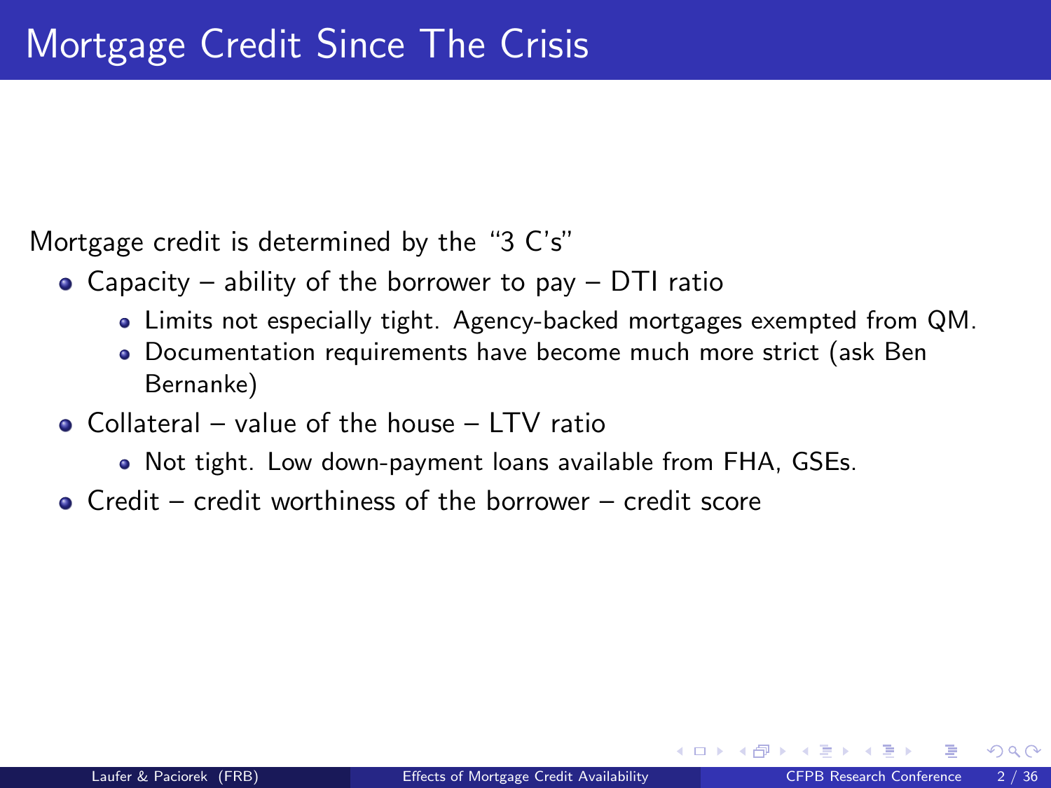# Mortgage Credit Since The Crisis

Mortgage credit is determined by the "3 C's"

- Capacity – ability of the borrower to pay – DTI ratio
  - Limits not especially tight. Agency-backed mortgages exempted from QM.
  - Documentation requirements have become much more strict (ask Ben Bernanke)
- Collateral – value of the house – LTV ratio
  - Not tight. Low down-payment loans available from FHA, GSEs.
- Credit – credit worthiness of the borrower – credit score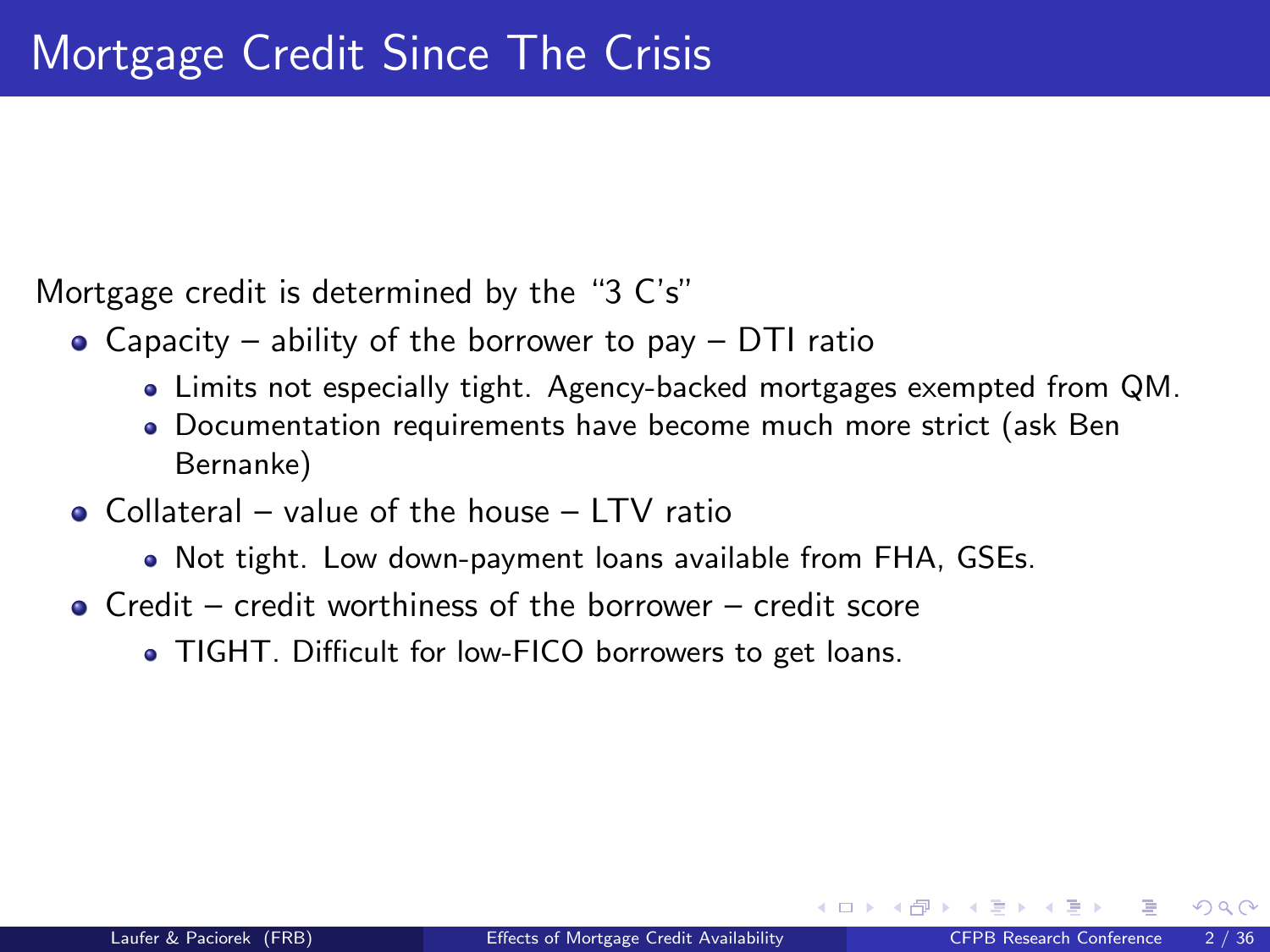# Mortgage Credit Since The Crisis

Mortgage credit is determined by the "3 C's"

- Capacity – ability of the borrower to pay – DTI ratio
  - Limits not especially tight. Agency-backed mortgages exempted from QM.
  - Documentation requirements have become much more strict (ask Ben Bernanke)
- Collateral – value of the house – LTV ratio
  - Not tight. Low down-payment loans available from FHA, GSEs.
- Credit – credit worthiness of the borrower – credit score
  - TIGHT. Difficult for low-FICO borrowers to get loans.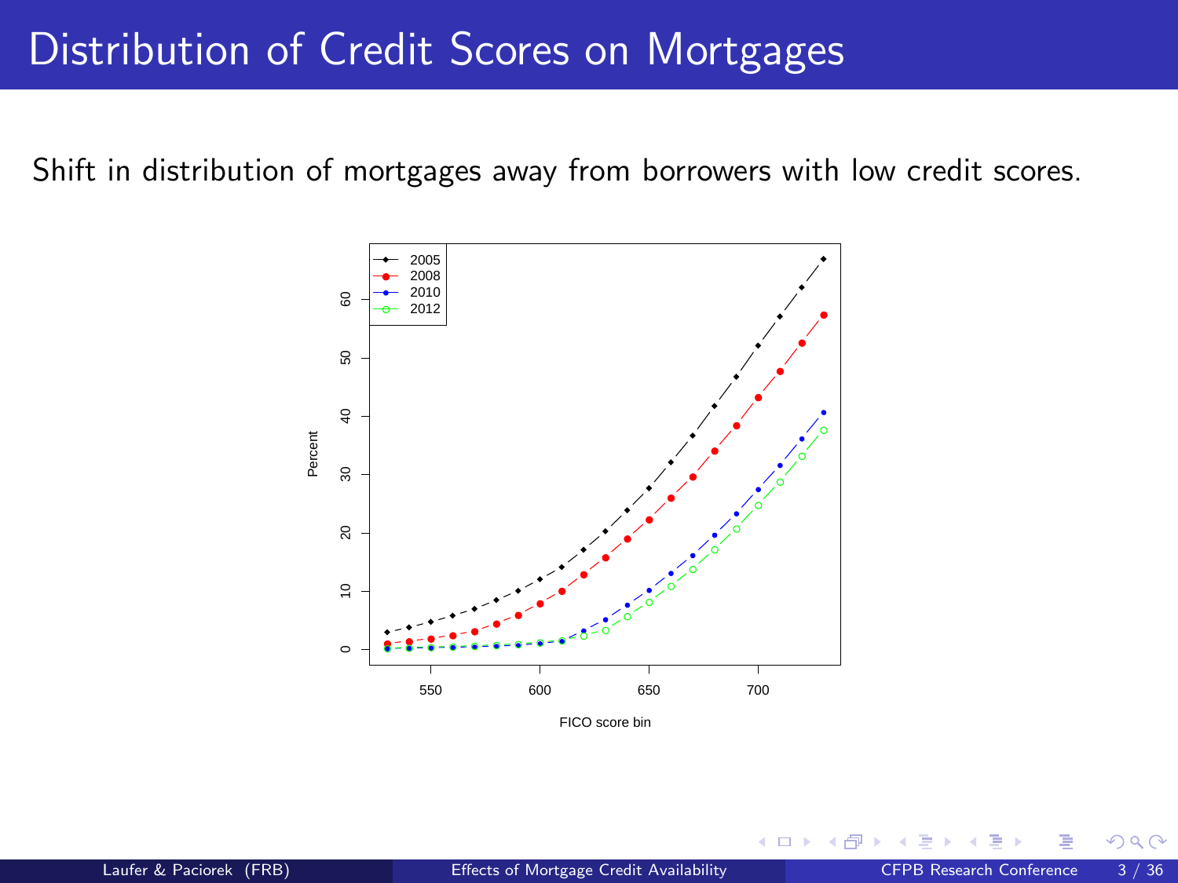# Distribution of Credit Scores on Mortgages

Shift in distribution of mortgages away from borrowers with low credit scores.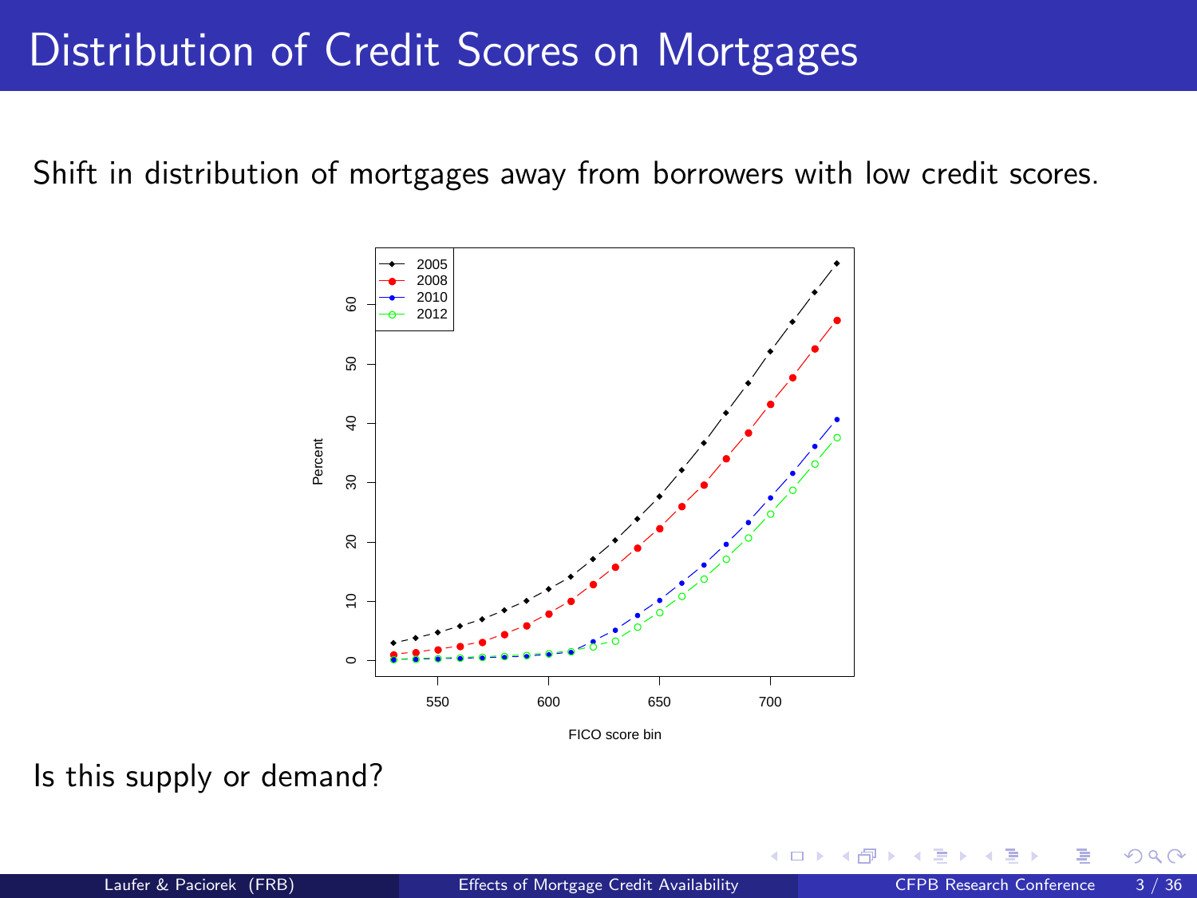# Distribution of Credit Scores on Mortgages

Shift in distribution of mortgages away from borrowers with low credit scores.

Is this supply or demand?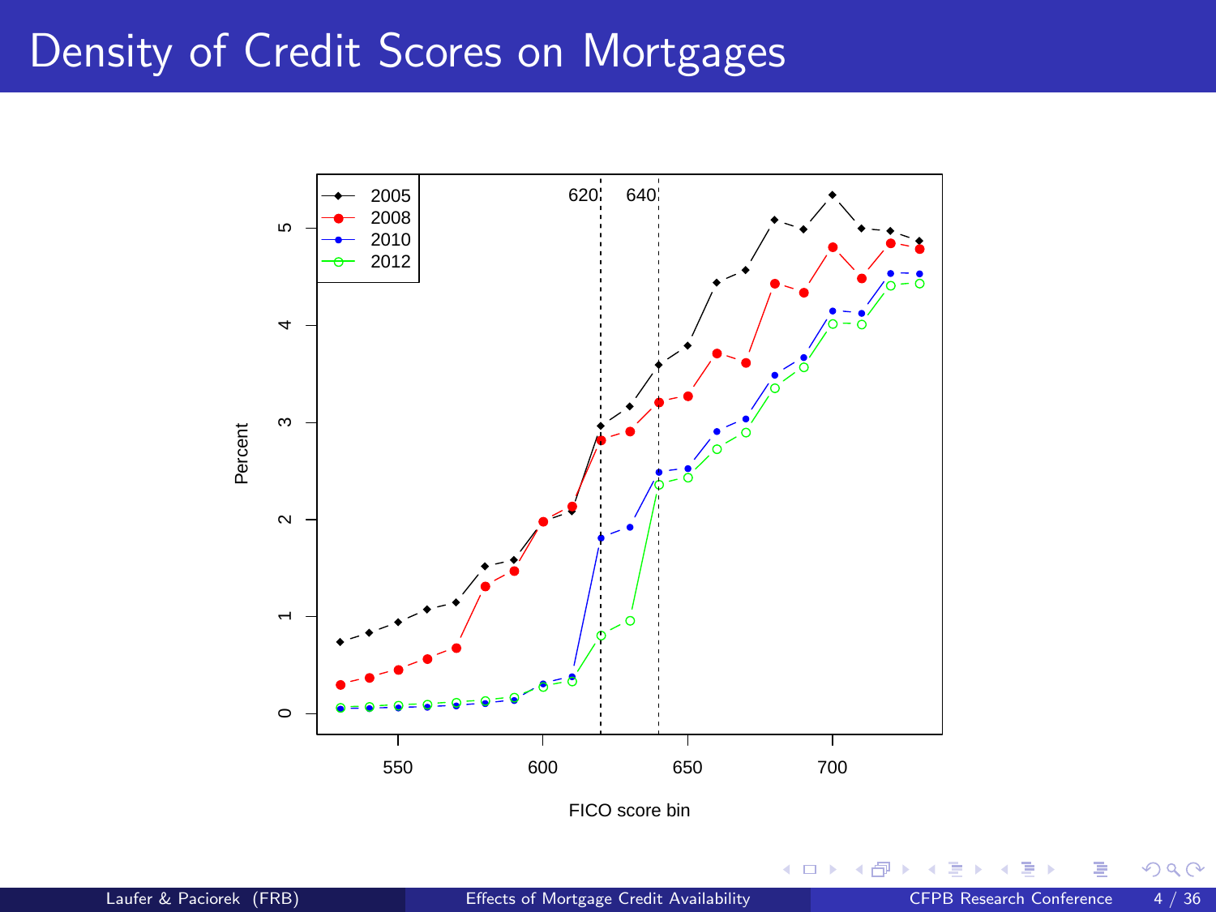# Density of Credit Scores on Mortgages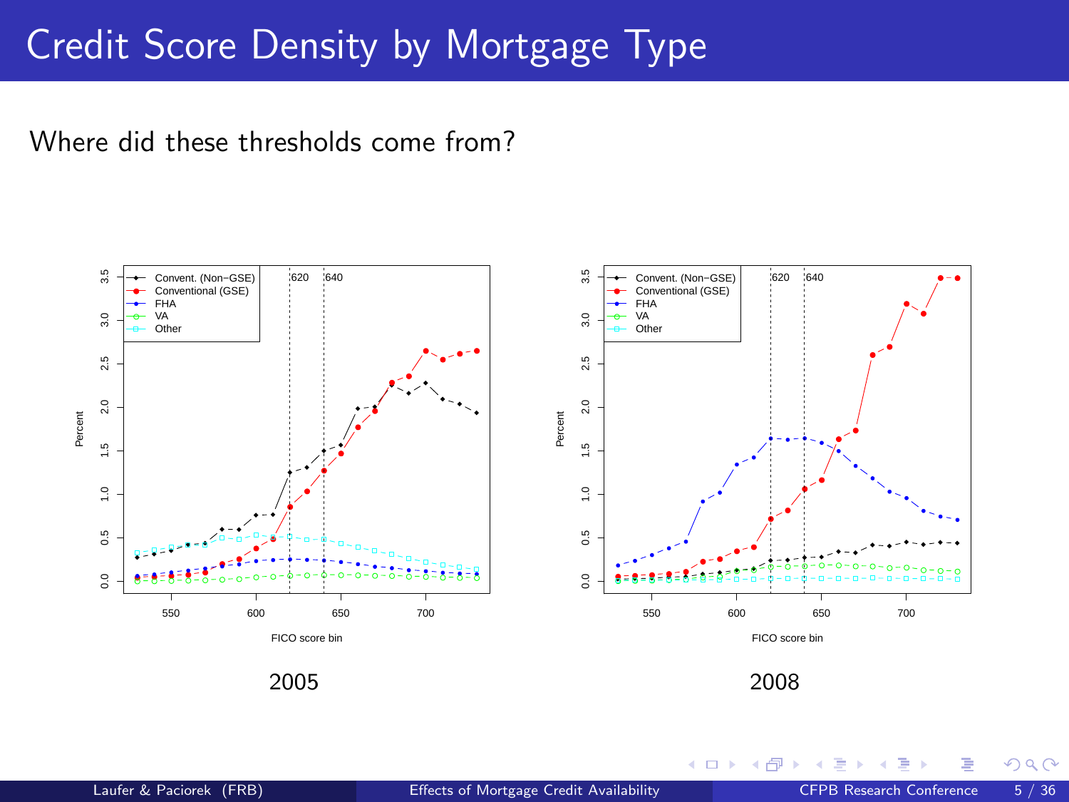# Credit Score Density by Mortgage Type

Where did these thresholds come from?

2005

2008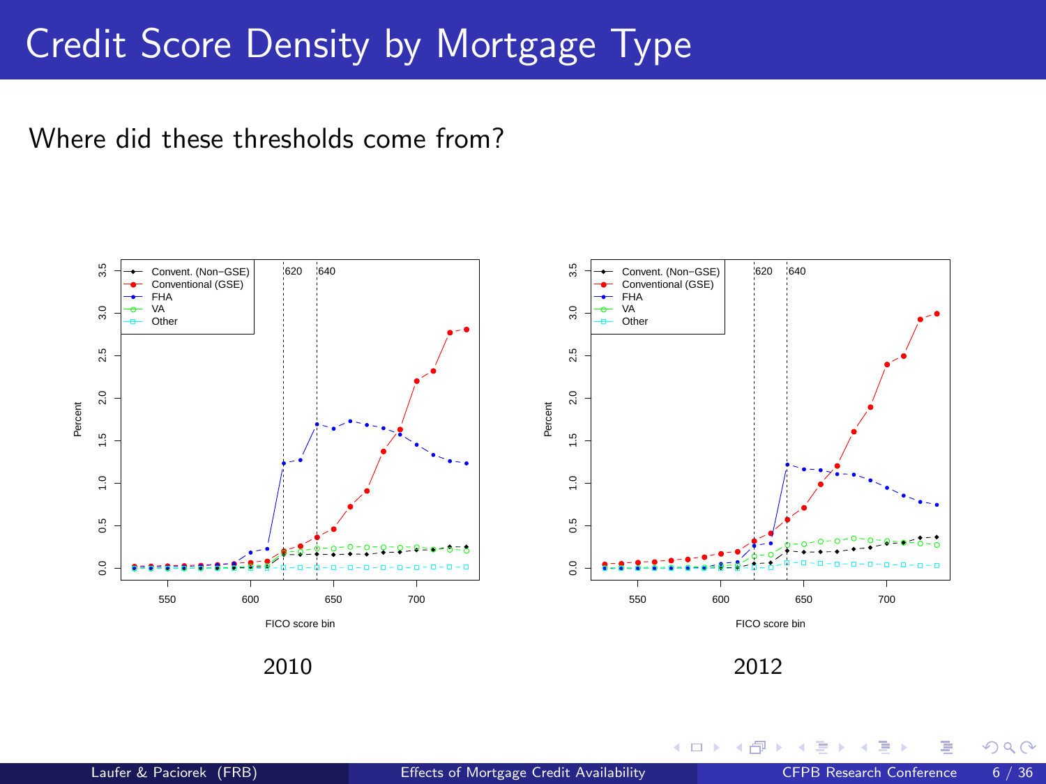# Credit Score Density by Mortgage Type

Where did these thresholds come from?

2010

2012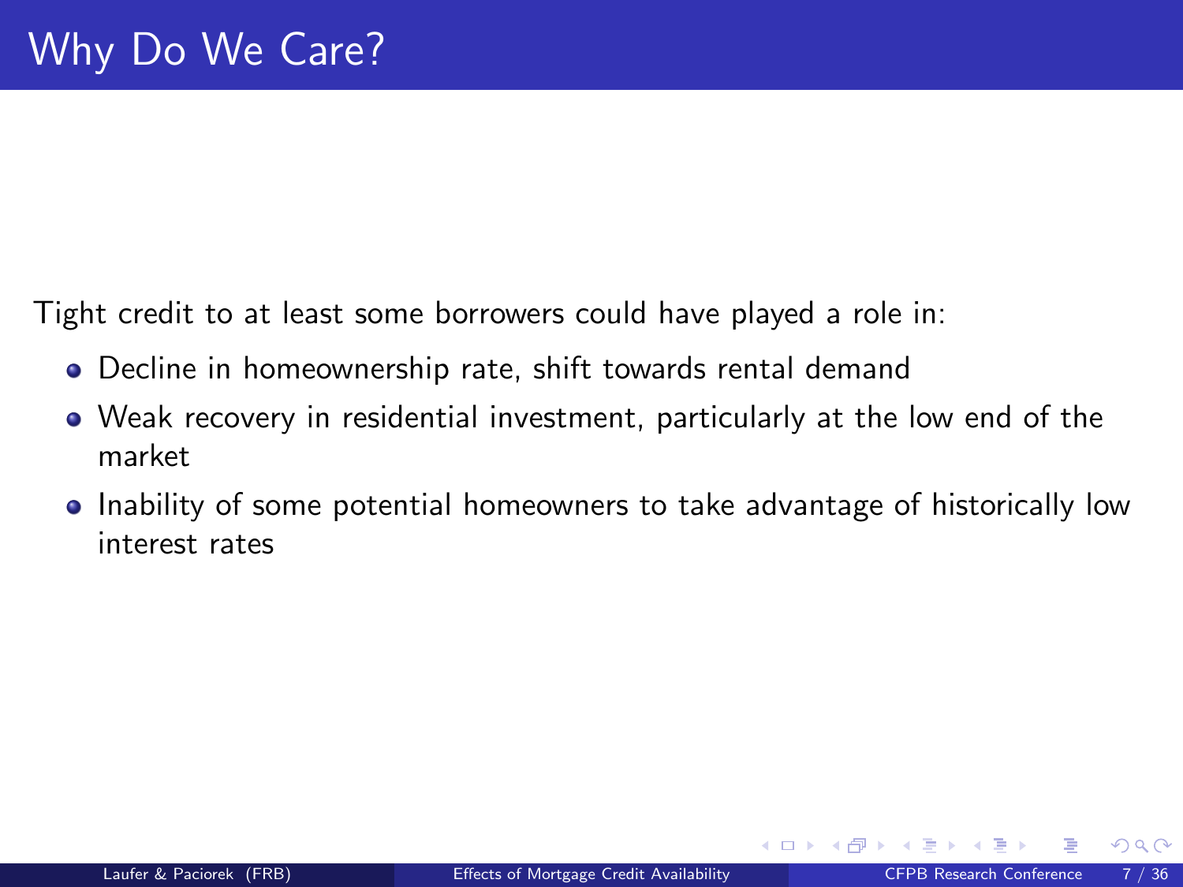# Why Do We Care?

Tight credit to at least some borrowers could have played a role in:

- Decline in homeownership rate, shift towards rental demand
- Weak recovery in residential investment, particularly at the low end of the market
- Inability of some potential homeowners to take advantage of historically low interest rates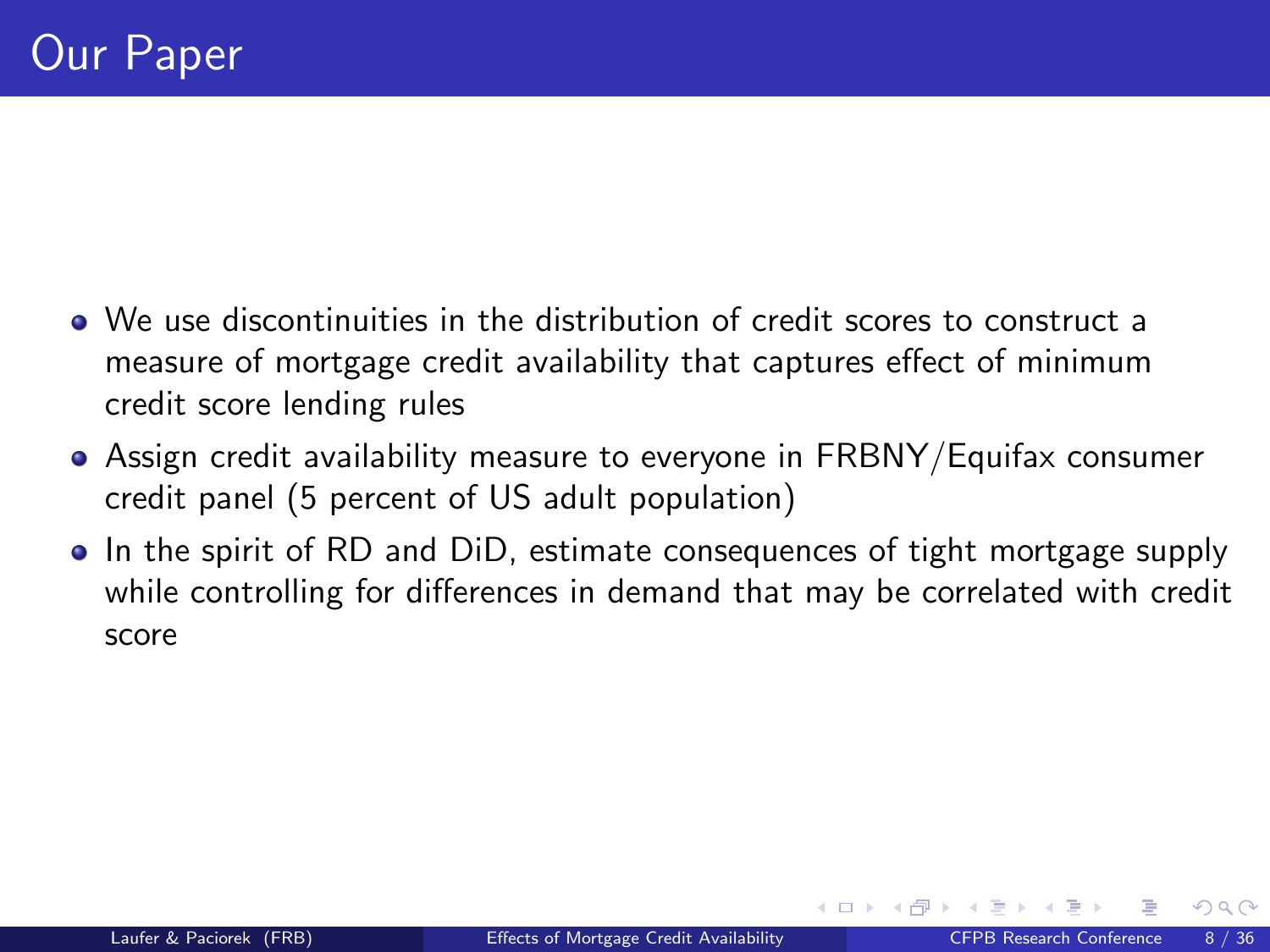# Our Paper

- We use discontinuities in the distribution of credit scores to construct a measure of mortgage credit availability that captures effect of minimum credit score lending rules
- Assign credit availability measure to everyone in FRBNY/Equifax consumer credit panel (5 percent of US adult population)
- In the spirit of RD and DiD, estimate consequences of tight mortgage supply while controlling for differences in demand that may be correlated with credit score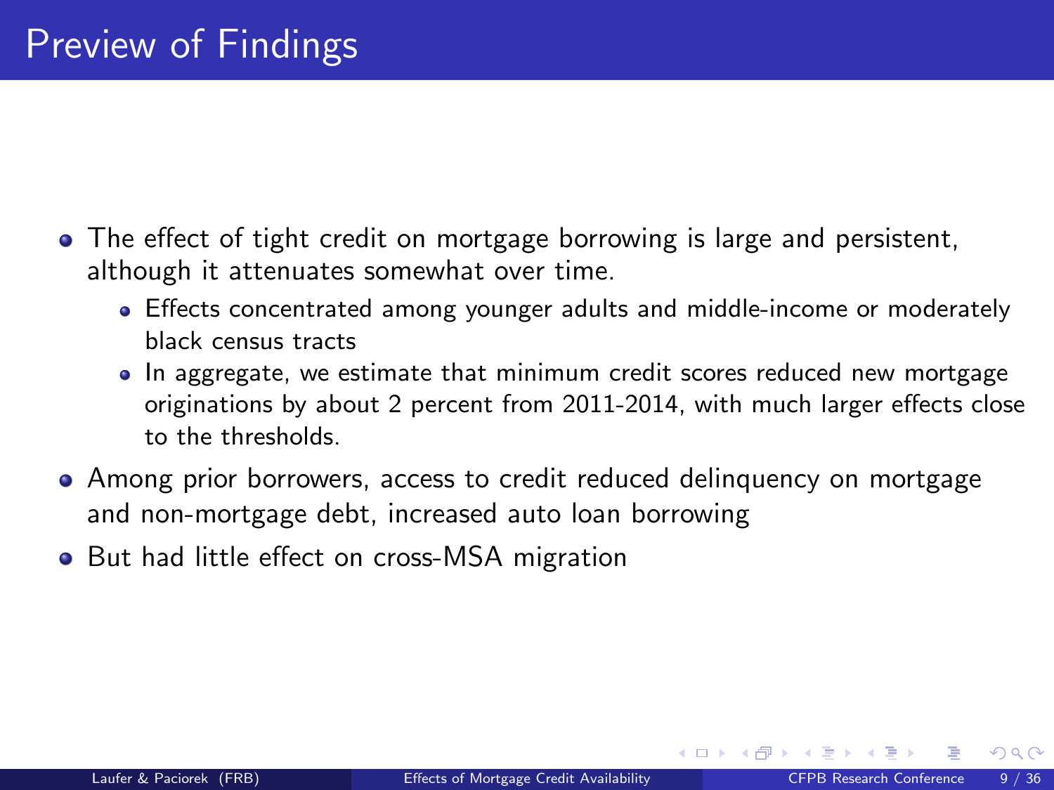# Preview of Findings

- The effect of tight credit on mortgage borrowing is large and persistent, although it attenuates somewhat over time.
  - Effects concentrated among younger adults and middle-income or moderately black census tracts
  - In aggregate, we estimate that minimum credit scores reduced new mortgage originations by about 2 percent from 2011-2014, with much larger effects close to the thresholds.
- Among prior borrowers, access to credit reduced delinquency on mortgage and non-mortgage debt, increased auto loan borrowing
- But had little effect on cross-MSA migration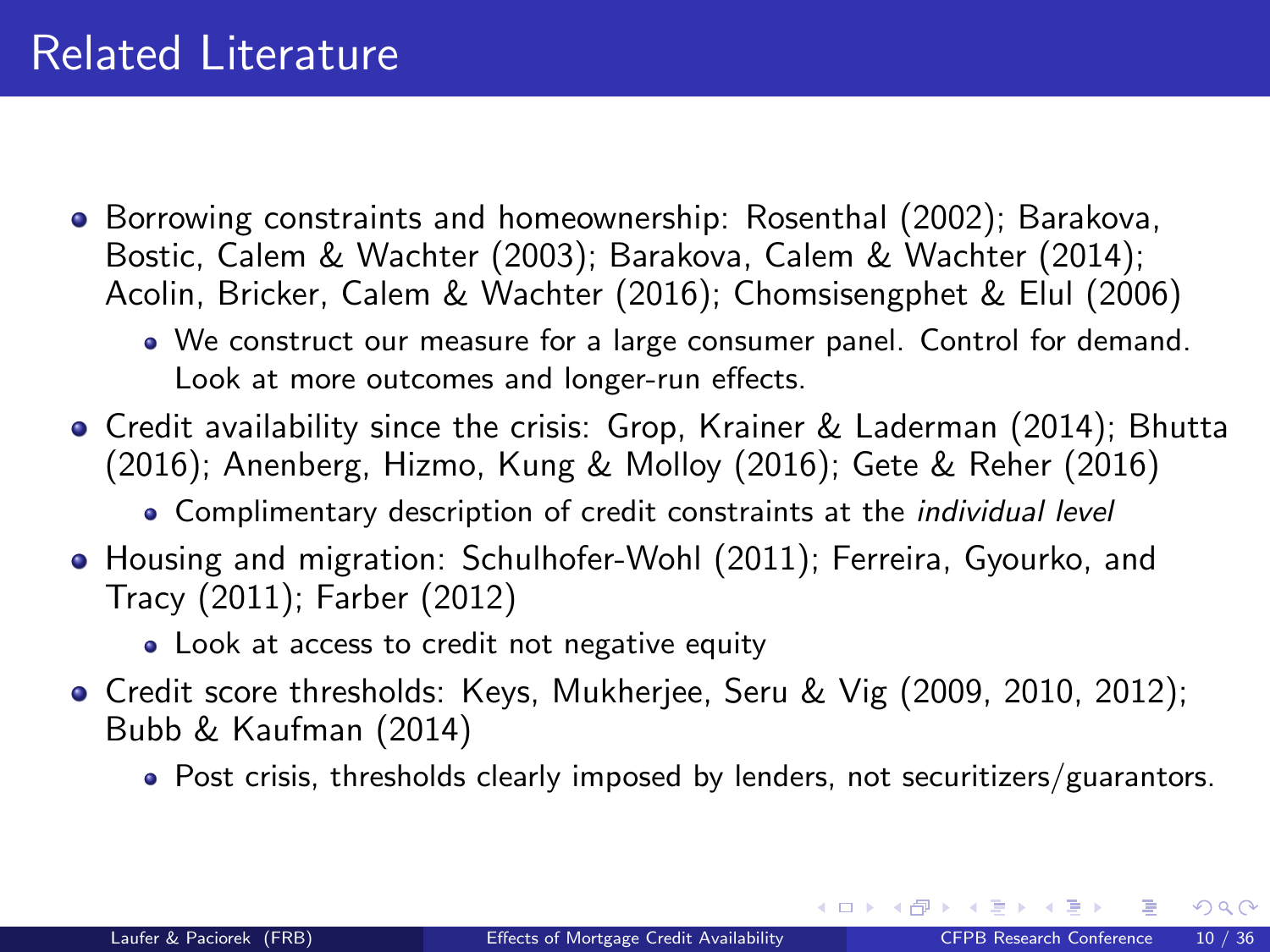# Related Literature

- Borrowing constraints and homeownership: Rosenthal (2002); Barakova, Bostic, Calem & Wachter (2003); Barakova, Calem & Wachter (2014); Acolin, Bricker, Calem & Wachter (2016); Chomsisengphet & Elul (2006)
    - We construct our measure for a large consumer panel. Control for demand. Look at more outcomes and longer-run effects.
- Credit availability since the crisis: Grop, Krainer & Laderman (2014); Bhutta (2016); Anenberg, Hizmo, Kung & Molloy (2016); Gete & Reher (2016)
    - Complimentary description of credit constraints at the *individual level*
- Housing and migration: Schulhofer-Wohl (2011); Ferreira, Gyourko, and Tracy (2011); Farber (2012)
    - Look at access to credit not negative equity
- Credit score thresholds: Keys, Mukherjee, Seru & Vig (2009, 2010, 2012); Bubb & Kaufman (2014)
    - Post crisis, thresholds clearly imposed by lenders, not securitizers/guarantors.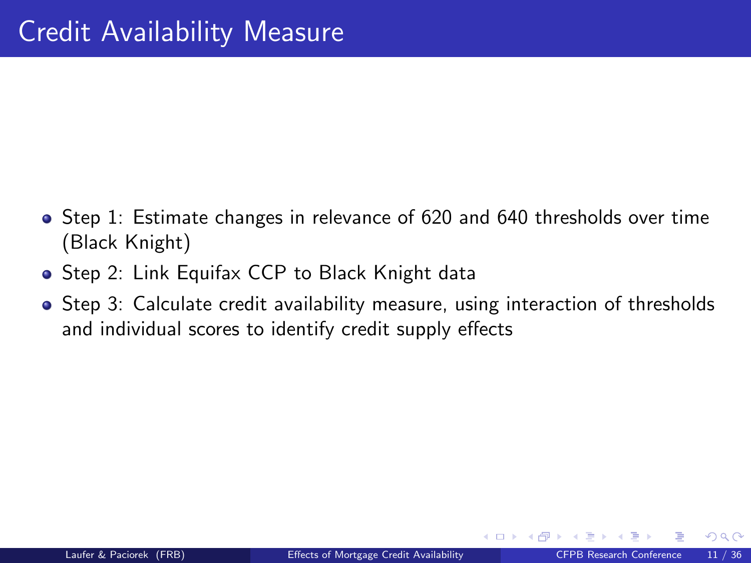# Credit Availability Measure

- Step 1: Estimate changes in relevance of 620 and 640 thresholds over time (Black Knight)
- Step 2: Link Equifax CCP to Black Knight data
- Step 3: Calculate credit availability measure, using interaction of thresholds and individual scores to identify credit supply effects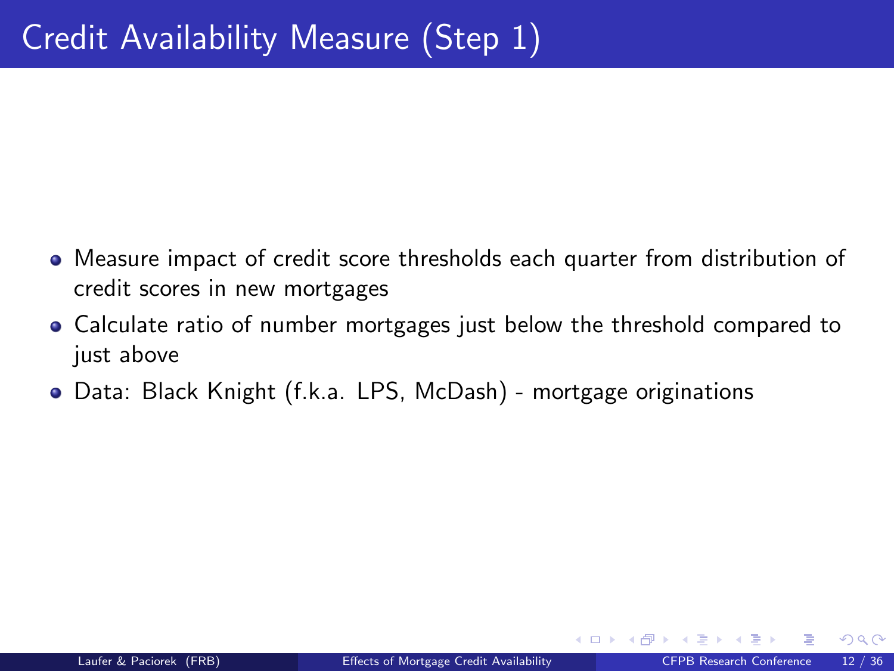# Credit Availability Measure (Step 1)

- Measure impact of credit score thresholds each quarter from distribution of credit scores in new mortgages
- Calculate ratio of number mortgages just below the threshold compared to just above
- Data: Black Knight (f.k.a. LPS, McDash) - mortgage originations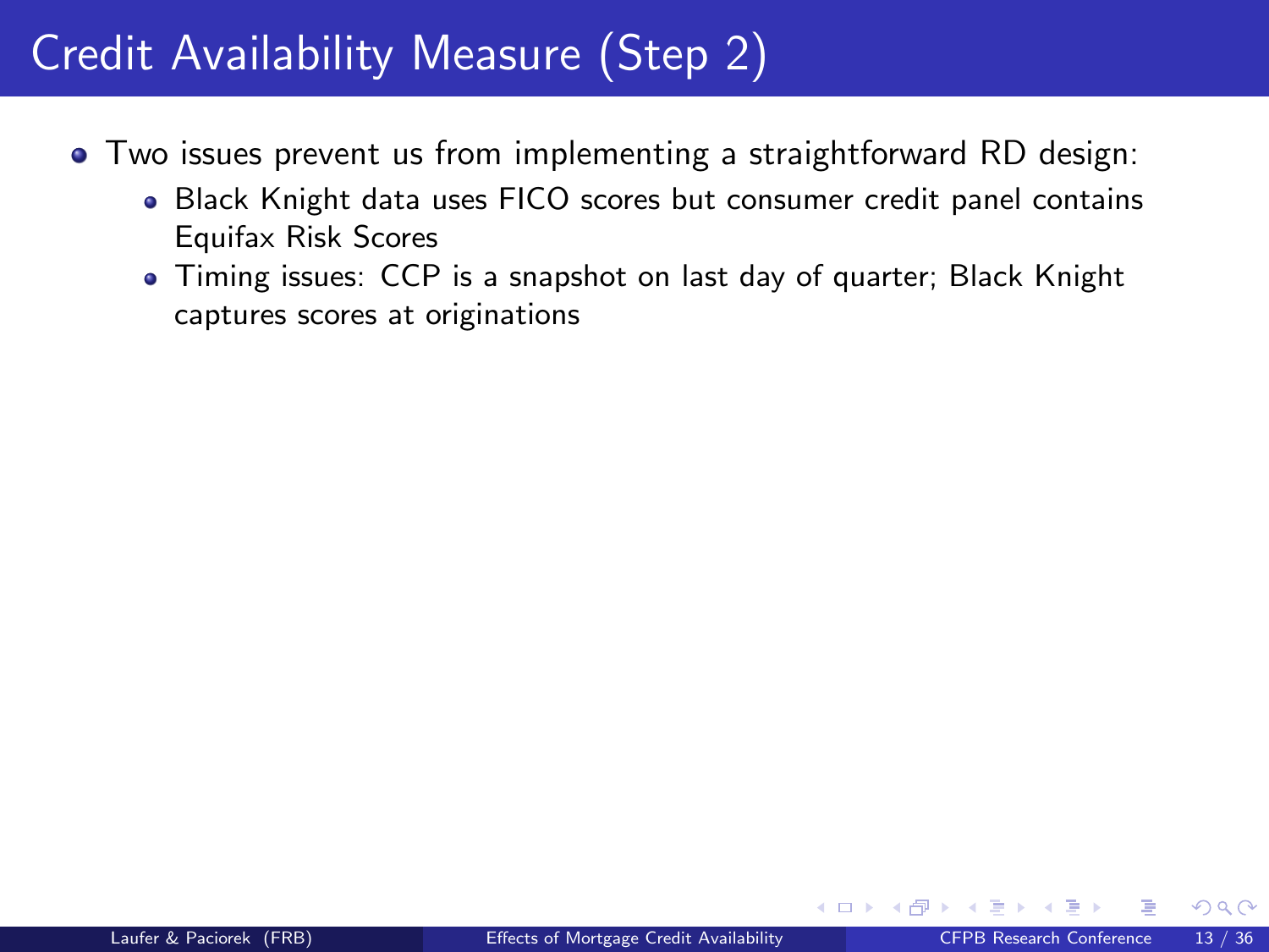# Credit Availability Measure (Step 2)

- Two issues prevent us from implementing a straightforward RD design:
  - Black Knight data uses FICO scores but consumer credit panel contains Equifax Risk Scores
  - Timing issues: CCP is a snapshot on last day of quarter; Black Knight captures scores at originations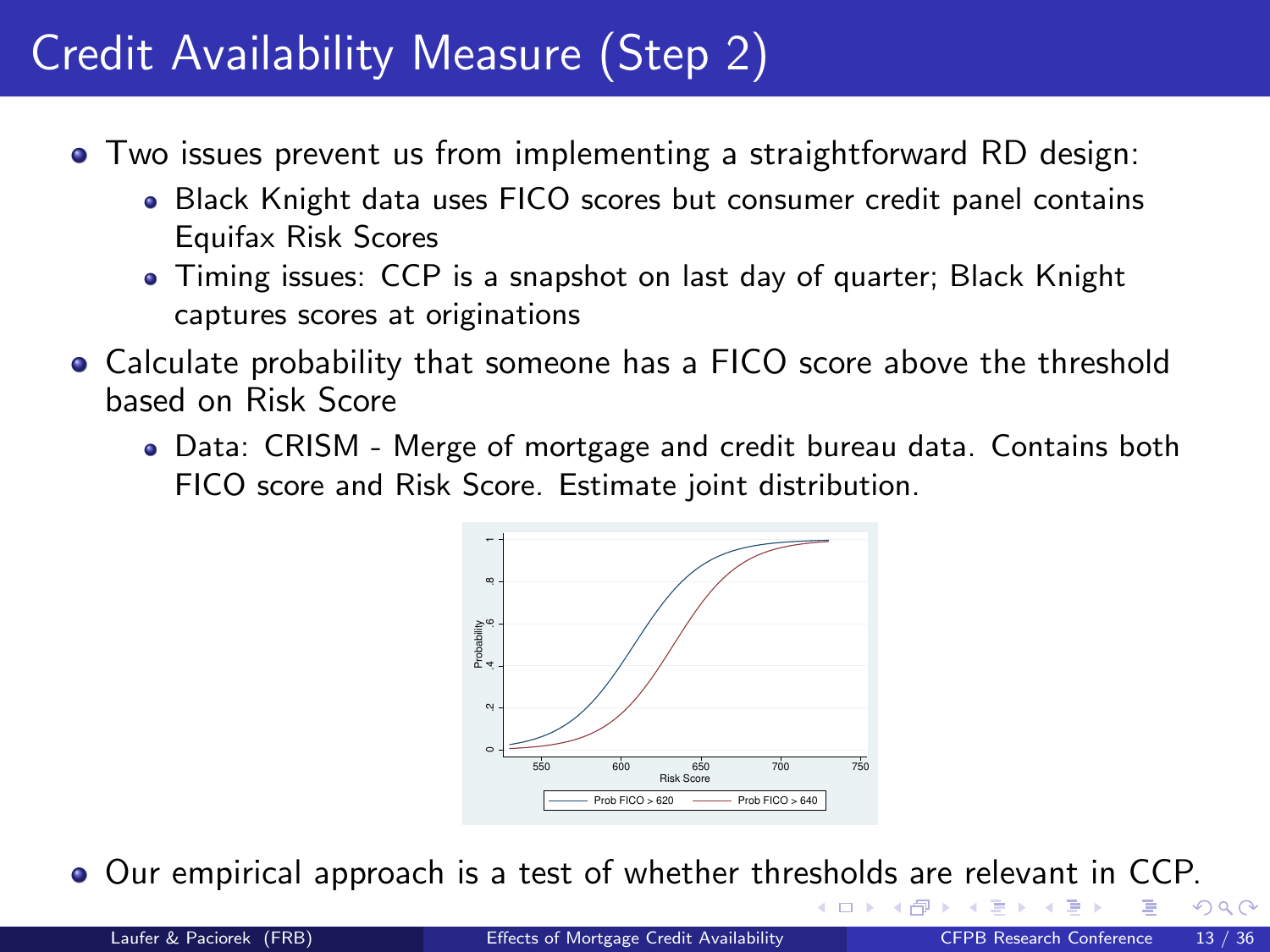# Credit Availability Measure (Step 2)

- Two issues prevent us from implementing a straightforward RD design:
  - Black Knight data uses FICO scores but consumer credit panel contains Equifax Risk Scores
  - Timing issues: CCP is a snapshot on last day of quarter; Black Knight captures scores at originations
- Calculate probability that someone has a FICO score above the threshold based on Risk Score
  - Data: CRISM - Merge of mortgage and credit bureau data. Contains both FICO score and Risk Score. Estimate joint distribution.
- Our empirical approach is a test of whether thresholds are relevant in CCP.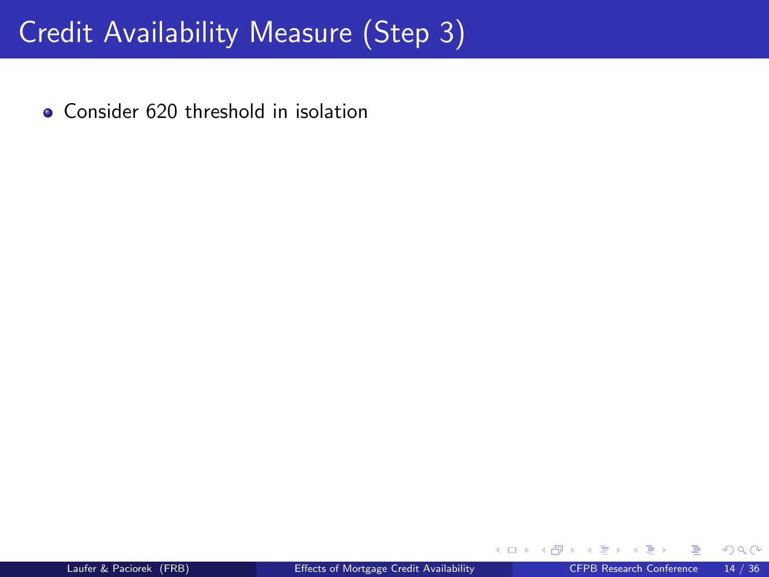# Credit Availability Measure (Step 3)

- Consider 620 threshold in isolation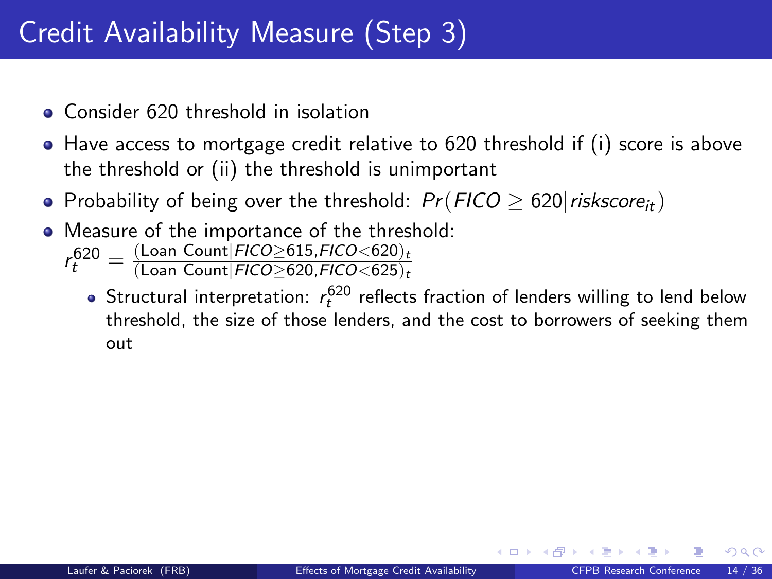# Credit Availability Measure (Step 3)

- Consider 620 threshold in isolation
- Have access to mortgage credit relative to 620 threshold if (i) score is above the threshold or (ii) the threshold is unimportant
- Probability of being over the threshold: $Pr(FICO \geq 620 | riskscore_{it})$
- Measure of the importance of the threshold:
  $r_t^{620} = \frac{(\text{Loan Count} | FICO \geq 615, FICO < 620)_t}{(\text{Loan Count} | FICO \geq 620, FICO < 625)_t}$
  - Structural interpretation: $r_t^{620}$ reflects fraction of lenders willing to lend below threshold, the size of those lenders, and the cost to borrowers of seeking them out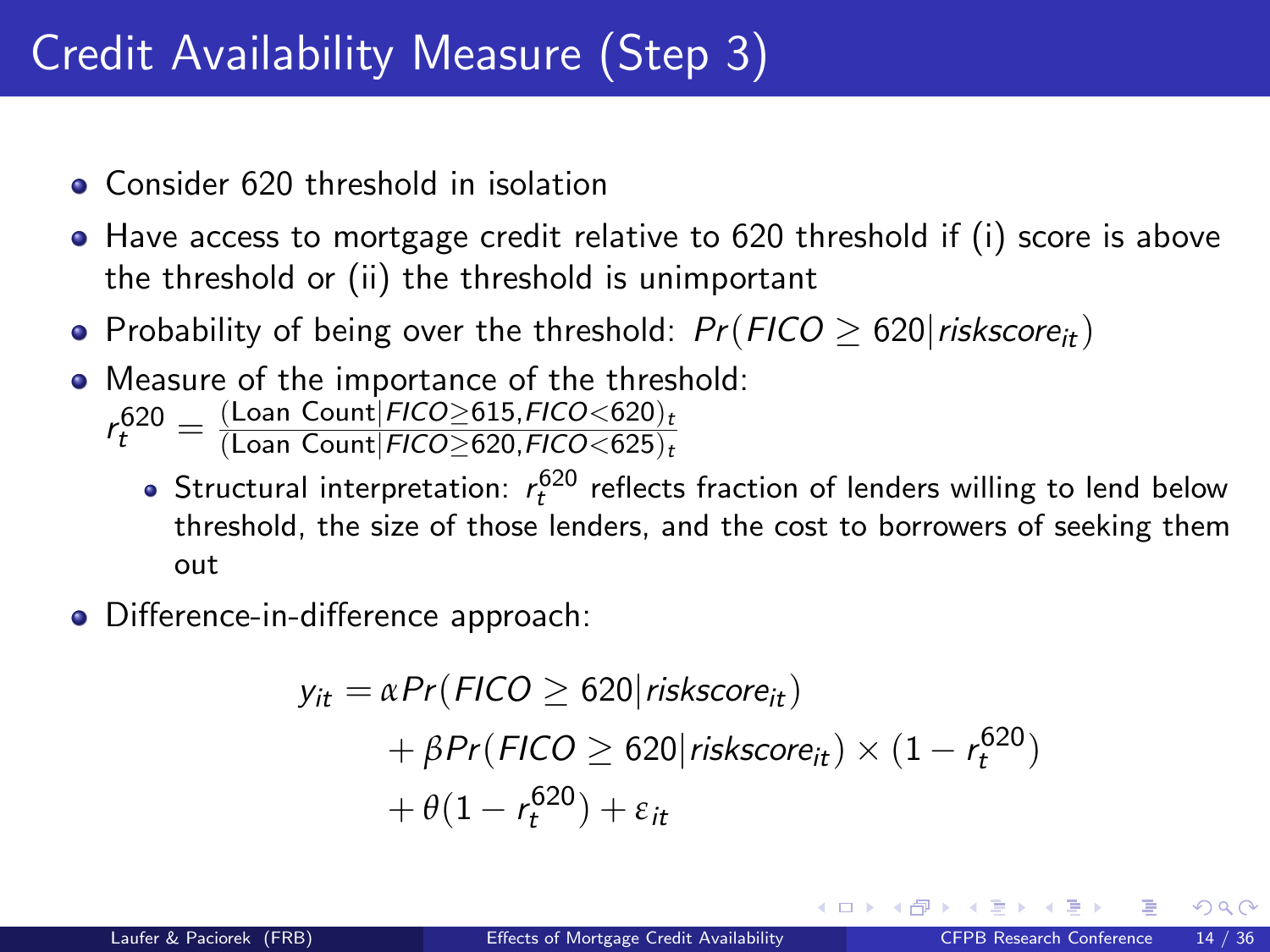# Credit Availability Measure (Step 3)

- Consider 620 threshold in isolation
- Have access to mortgage credit relative to 620 threshold if (i) score is above the threshold or (ii) the threshold is unimportant
- Probability of being over the threshold: $Pr(FICO \geq 620 | riskscore_{it})$
- Measure of the importance of the threshold:
  $r_t^{620} = \frac{(\text{Loan Count}|FICO \geq 615, FICO < 620)_t}{(\text{Loan Count}|FICO \geq 620, FICO < 625)_t}$
  - Structural interpretation: $r_t^{620}$ reflects fraction of lenders willing to lend below threshold, the size of those lenders, and the cost to borrowers of seeking them out
- Difference-in-difference approach:

$$
\begin{aligned}
y_{it} = & \alpha Pr(FICO \geq 620 | riskscore_{it}) \\
& + \beta Pr(FICO \geq 620 | riskscore_{it}) \times (1 - r_t^{620}) \\
& + \theta (1 - r_t^{620}) + \varepsilon_{it}
\end{aligned}
$$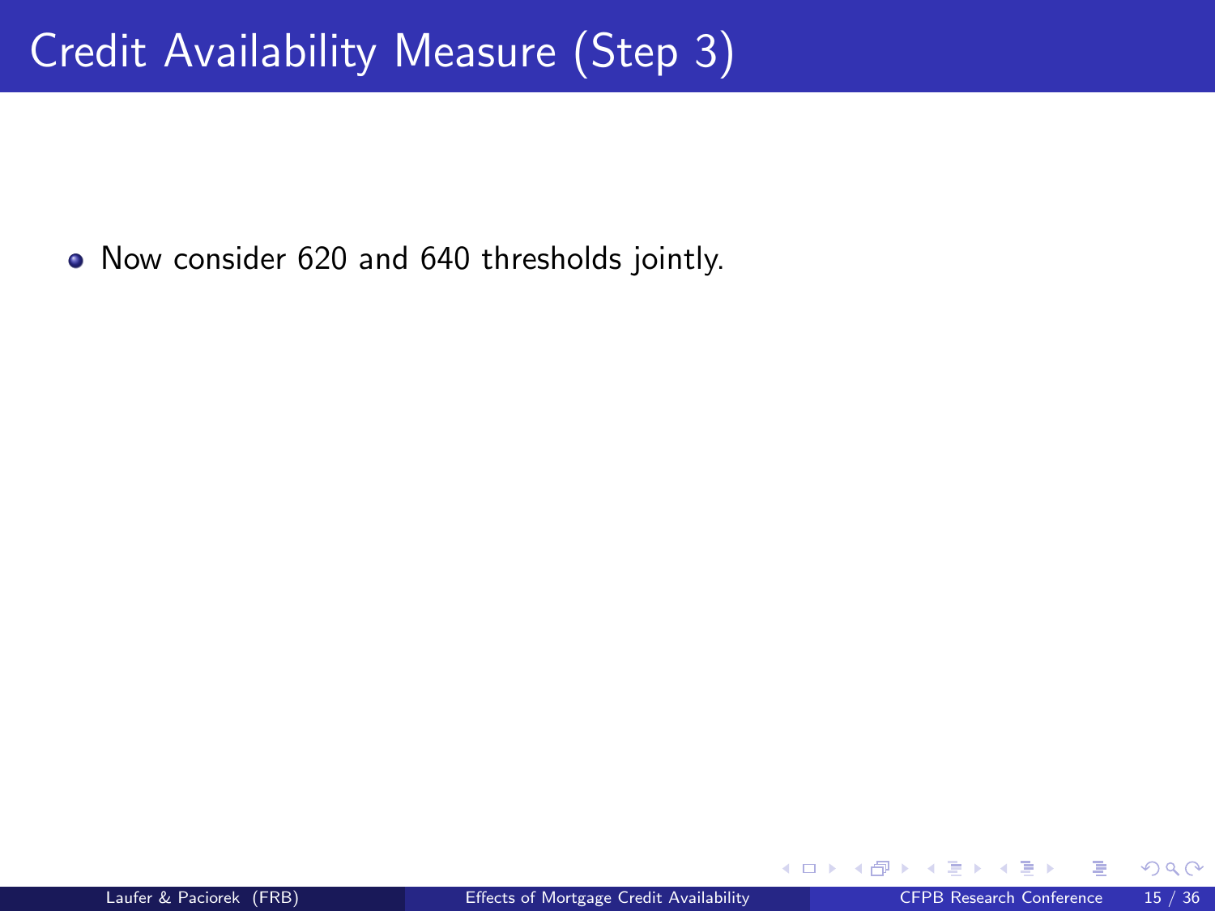# Credit Availability Measure (Step 3)

- Now consider 620 and 640 thresholds jointly.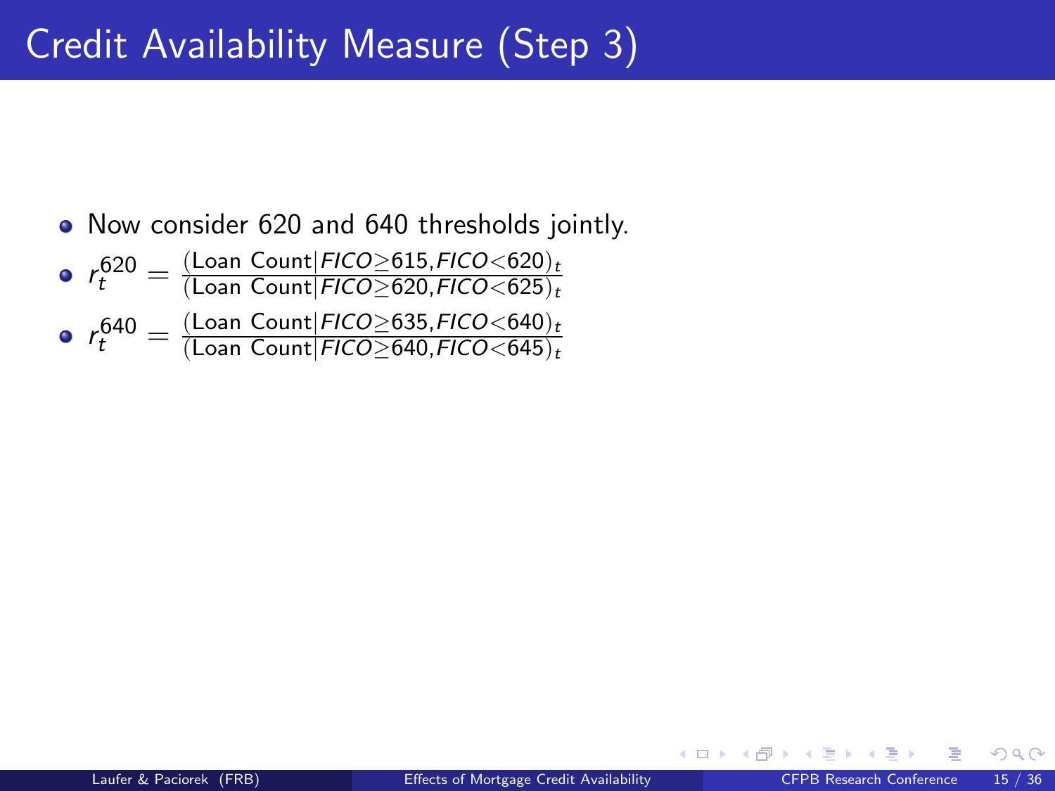# Credit Availability Measure (Step 3)

- Now consider 620 and 640 thresholds jointly.
- $r_t^{620} = \frac{(\text{Loan Count}|FICO \geq 615, FICO < 620)_t}{(\text{Loan Count}|FICO \geq 620, FICO < 625)_t}$
- $r_t^{640} = \frac{(\text{Loan Count}|FICO \geq 635, FICO < 640)_t}{(\text{Loan Count}|FICO \geq 640, FICO < 645)_t}$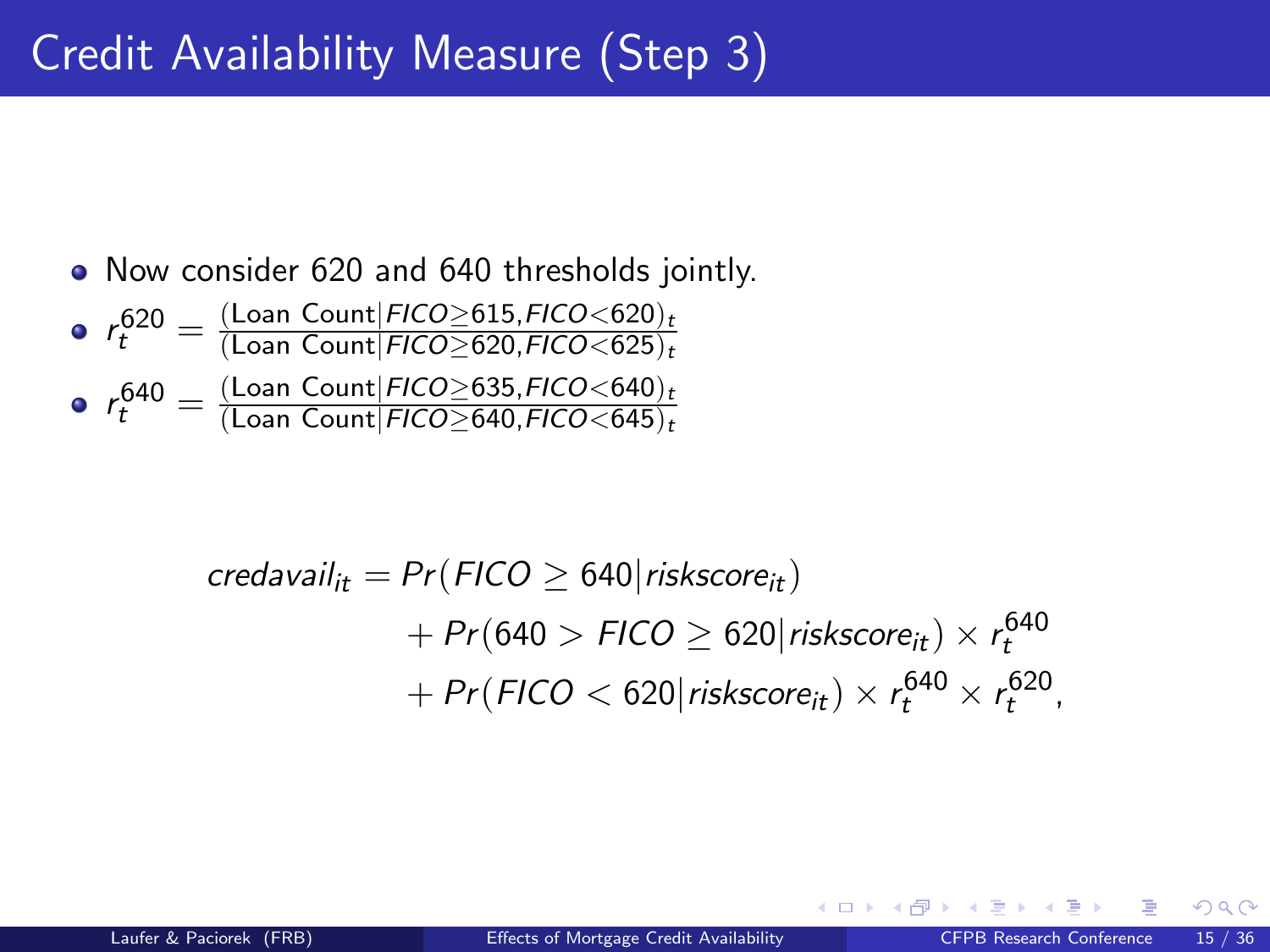# Credit Availability Measure (Step 3)

- Now consider 620 and 640 thresholds jointly.
- $r_t^{620} = \frac{(\text{Loan Count}|FICO \geq 615, FICO < 620)_t}{(\text{Loan Count}|FICO \geq 620, FICO < 625)_t}$
- $r_t^{640} = \frac{(\text{Loan Count}|FICO \geq 635, FICO < 640)_t}{(\text{Loan Count}|FICO \geq 640, FICO < 645)_t}$

$$
\begin{aligned}
credavail_{it} = & \, Pr(FICO \geq 640 | riskscore_{it}) \\
& + Pr(640 > FICO \geq 620 | riskscore_{it}) \times r_t^{640} \\
& + Pr(FICO < 620 | riskscore_{it}) \times r_t^{640} \times r_t^{620},
\end{aligned}
$$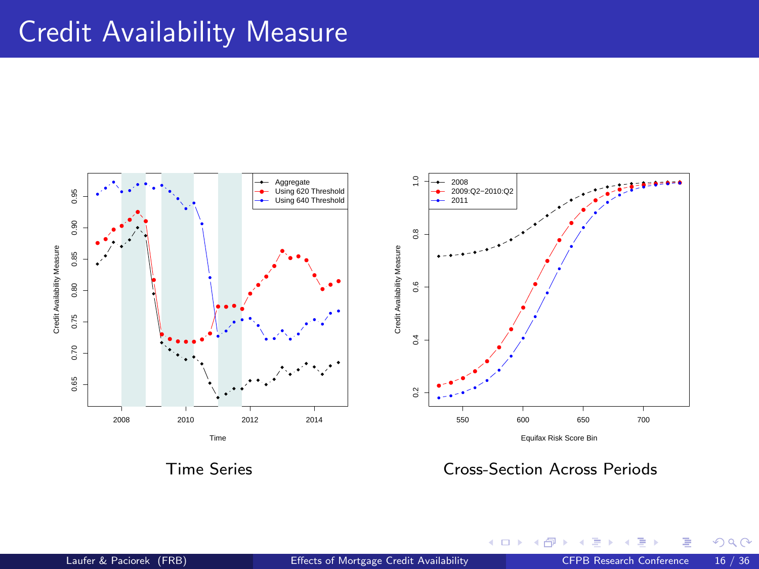# Credit Availability Measure

Time Series

Cross-Section Across Periods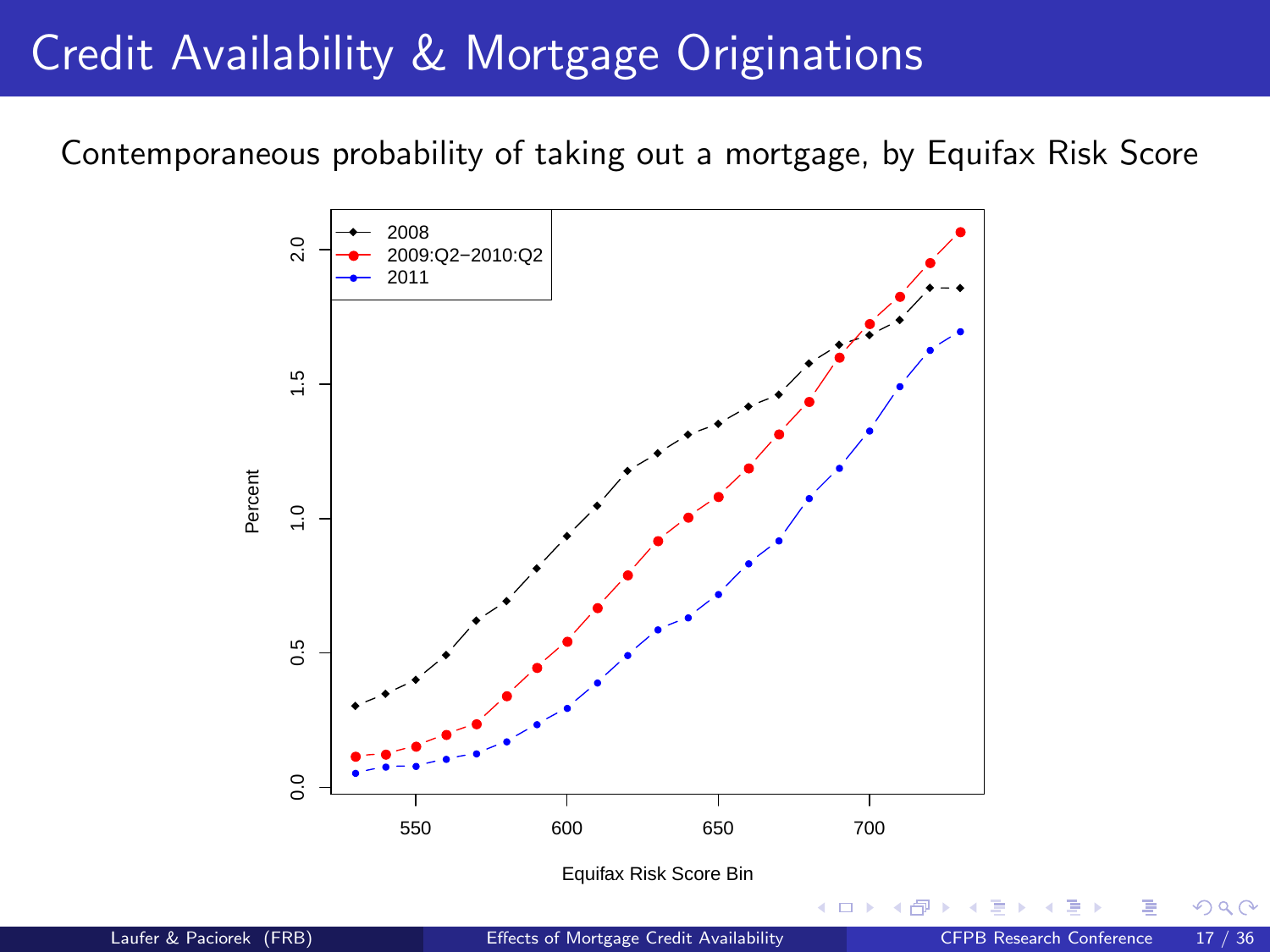# Credit Availability & Mortgage Originations

Contemporaneous probability of taking out a mortgage, by Equifax Risk Score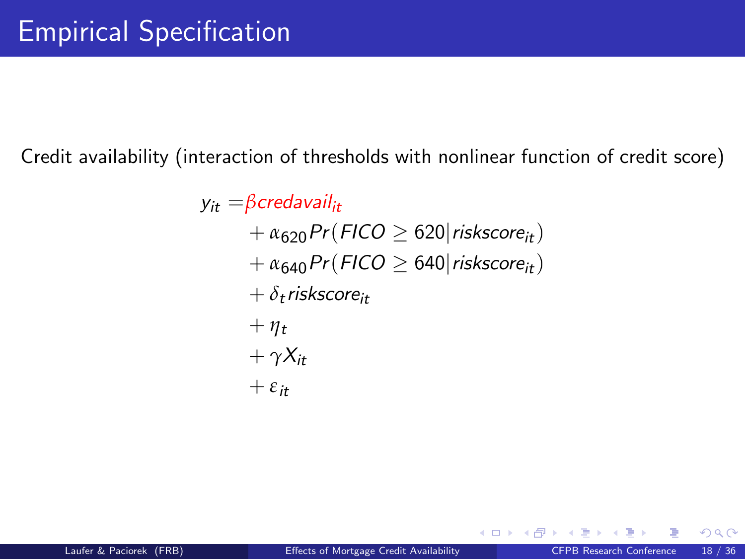# Empirical Specification

Credit availability (interaction of thresholds with nonlinear function of credit score)

$$
\begin{aligned}
y_{it} = & \beta credavail_{it} \\
& + \alpha_{620} Pr(FICO \geq 620 | riskscore_{it}) \\
& + \alpha_{640} Pr(FICO \geq 640 | riskscore_{it}) \\
& + \delta_t riskscore_{it} \\
& + \eta_t \\
& + \gamma X_{it} \\
& + \varepsilon_{it}
\end{aligned}
$$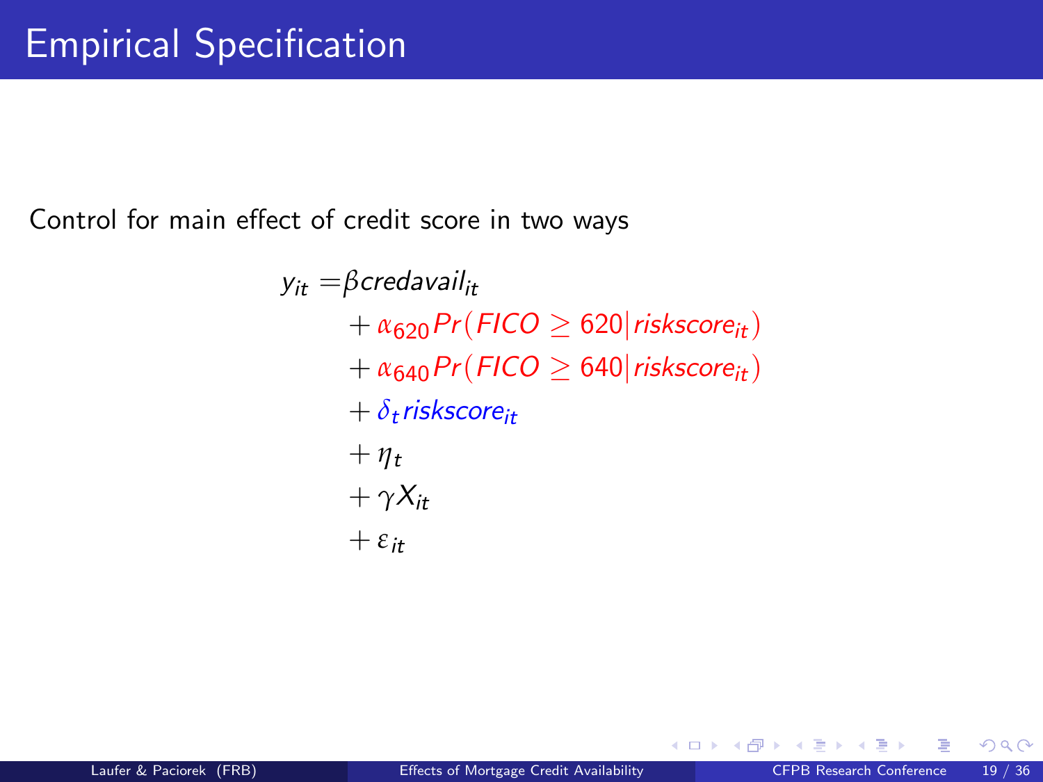# Empirical Specification

Control for main effect of credit score in two ways

$$
\begin{aligned}
y_{it} = & \beta credavail_{it} \\
& + \alpha_{620} Pr(FICO \geq 620 | riskscore_{it}) \\
& + \alpha_{640} Pr(FICO \geq 640 | riskscore_{it}) \\
& + \delta_t riskscore_{it} \\
& + \eta_t \\
& + \gamma X_{it} \\
& + \varepsilon_{it}
\end{aligned}
$$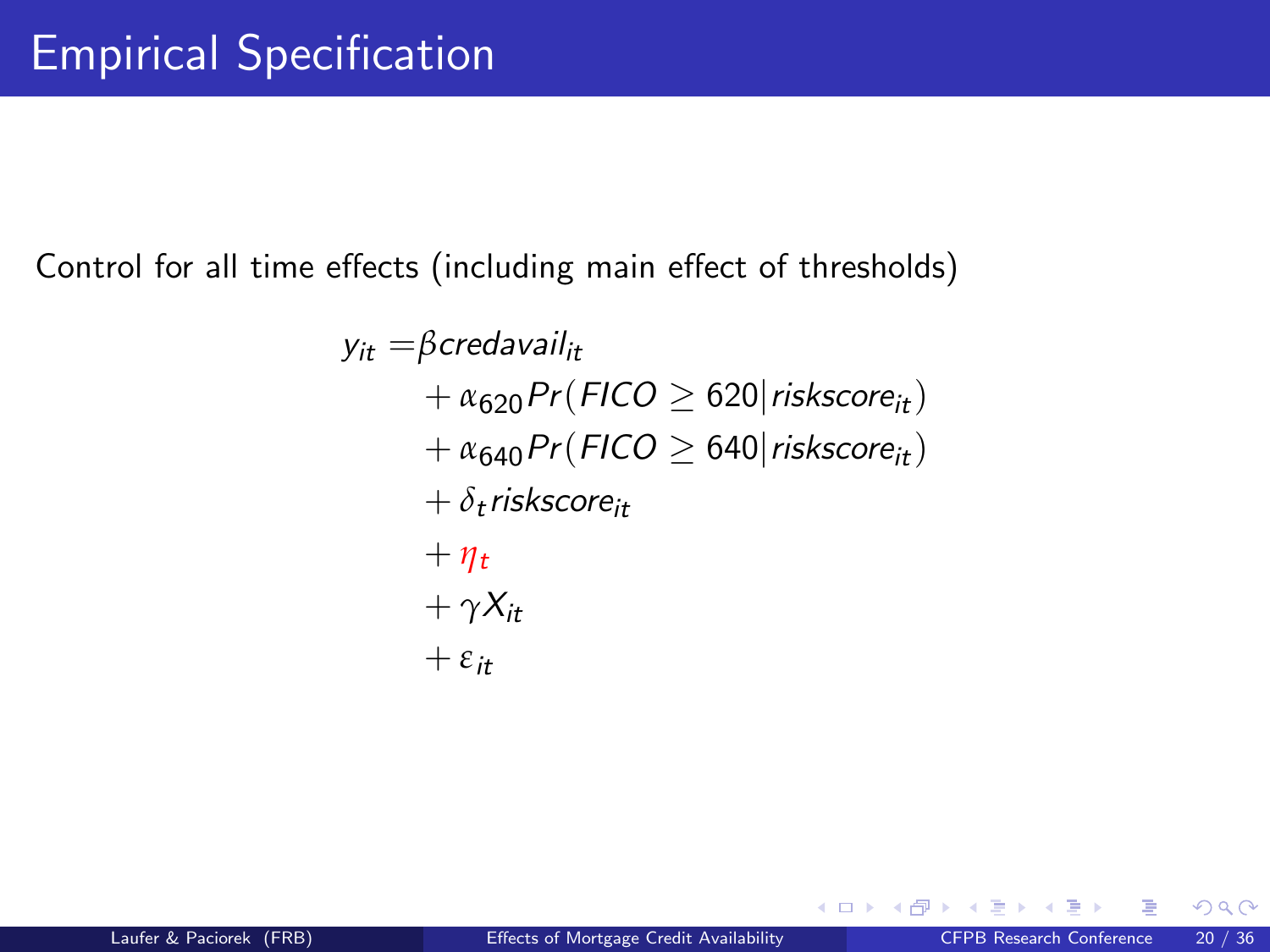# Empirical Specification

Control for all time effects (including main effect of thresholds)

$$
\begin{aligned}
y_{it} = & \beta credavail_{it} \\
& + \alpha_{620} Pr(FICO \geq 620 | riskscore_{it}) \\
& + \alpha_{640} Pr(FICO \geq 640 | riskscore_{it}) \\
& + \delta_t riskscore_{it} \\
& + \eta_t \\
& + \gamma X_{it} \\
& + \varepsilon_{it}
\end{aligned}
$$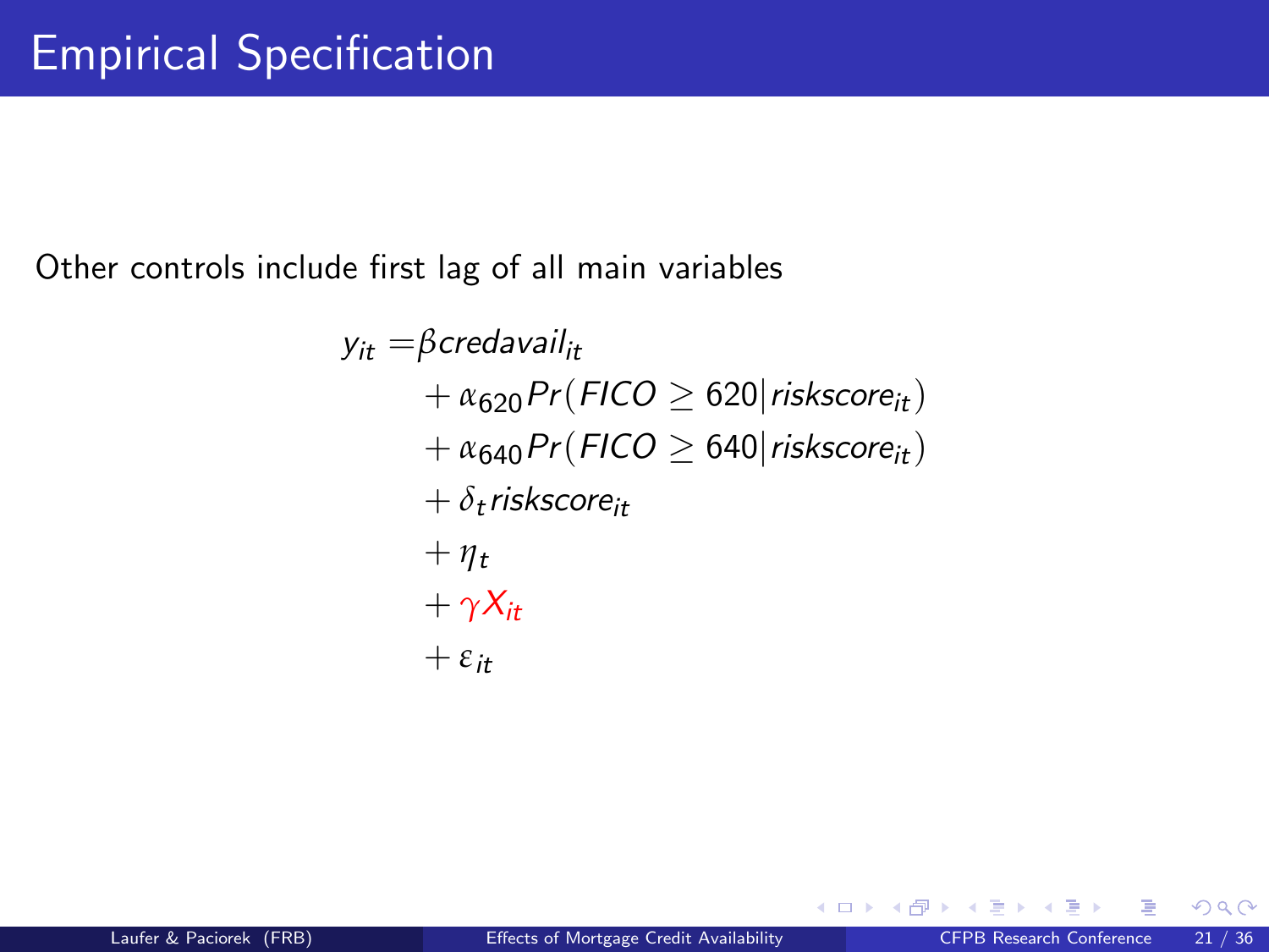# Empirical Specification

Other controls include first lag of all main variables

$$
\begin{aligned}
y_{it} = & \beta credavail_{it} \\
& + \alpha_{620} Pr(FICO \geq 620 | riskscore_{it}) \\
& + \alpha_{640} Pr(FICO \geq 640 | riskscore_{it}) \\
& + \delta_t riskscore_{it} \\
& + \eta_t \\
& + \gamma X_{it} \\
& + \varepsilon_{it}
\end{aligned}
$$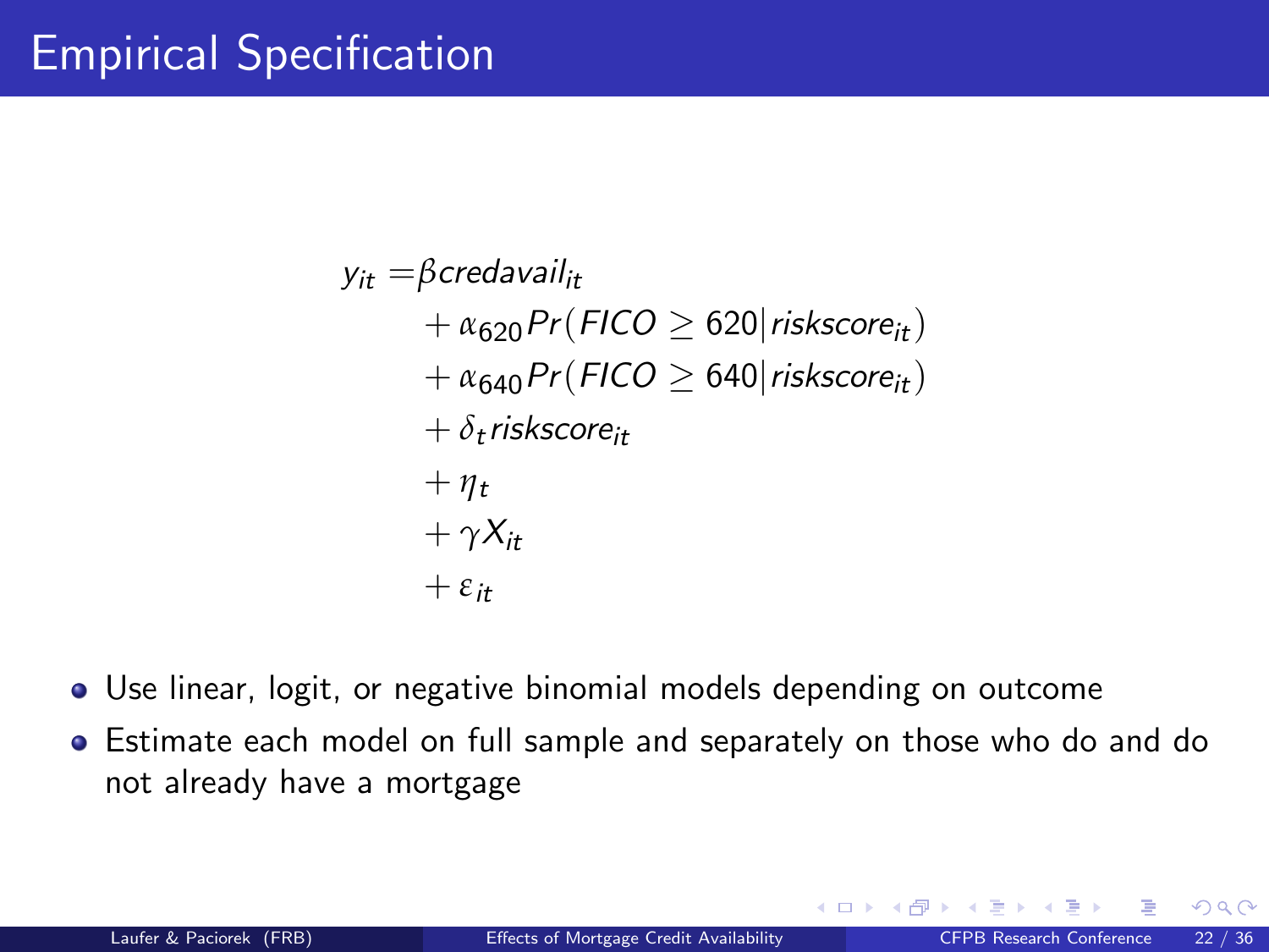# Empirical Specification

$$
\begin{aligned}
y_{it} = & \beta credavail_{it} \\
& + \alpha_{620} Pr(FICO \geq 620 | riskscore_{it}) \\
& + \alpha_{640} Pr(FICO \geq 640 | riskscore_{it}) \\
& + \delta_t riskscore_{it} \\
& + \eta_t \\
& + \gamma X_{it} \\
& + \varepsilon_{it}
\end{aligned}
$$

- Use linear, logit, or negative binomial models depending on outcome
- Estimate each model on full sample and separately on those who do and do not already have a mortgage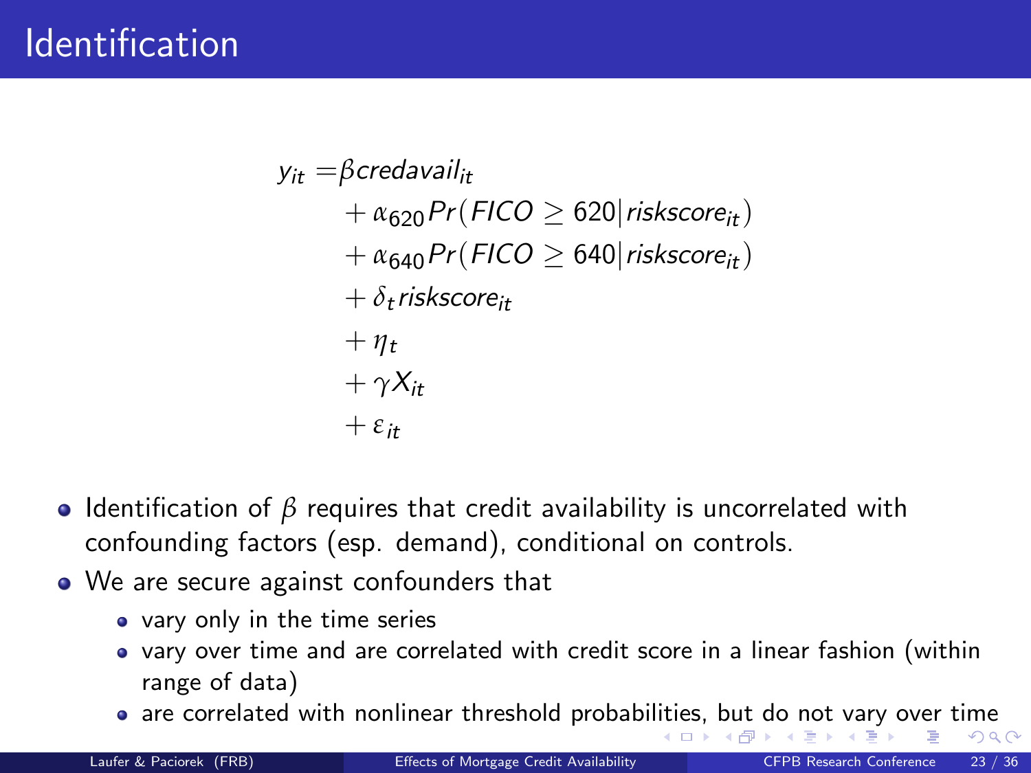# Identification

$$
\begin{aligned}
y_{it} = & \beta credavail_{it} \\
& + \alpha_{620} Pr(FICO \geq 620 | riskscore_{it}) \\
& + \alpha_{640} Pr(FICO \geq 640 | riskscore_{it}) \\
& + \delta_t riskscore_{it} \\
& + \eta_t \\
& + \gamma X_{it} \\
& + \varepsilon_{it}
\end{aligned}
$$

- Identification of $\beta$ requires that credit availability is uncorrelated with confounding factors (esp. demand), conditional on controls.
- We are secure against confounders that
  - vary only in the time series
  - vary over time and are correlated with credit score in a linear fashion (within range of data)
  - are correlated with nonlinear threshold probabilities, but do not vary over time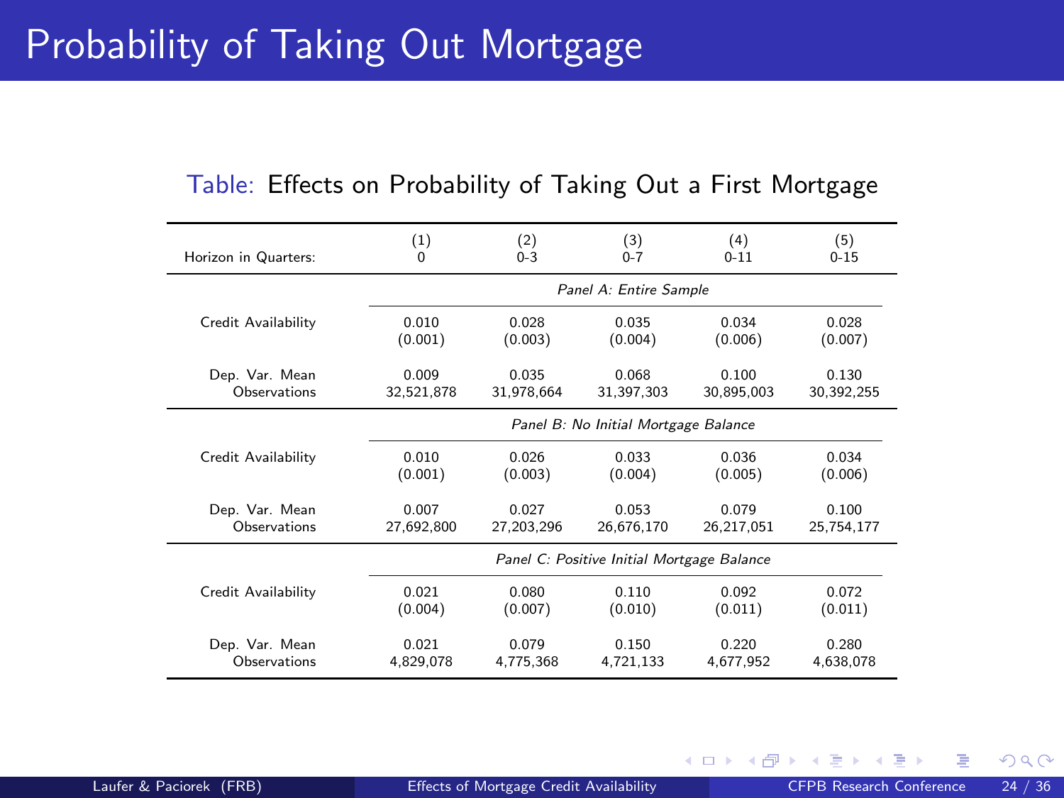# Probability of Taking Out Mortgage

Table: Effects on Probability of Taking Out a First Mortgage

| Horizon in Quarters: | (1) 0 | (2) 0-3 | (3) 0-7 | (4) 0-11 | (5) 0-15 |
|---|---|---|---|---|---|
| | *Panel A: Entire Sample* | | | | |
| Credit Availability | 0.010 | 0.028 | 0.035 | 0.034 | 0.028 |
| | (0.001) | (0.003) | (0.004) | (0.006) | (0.007) |
| Dep. Var. Mean | 0.009 | 0.035 | 0.068 | 0.100 | 0.130 |
| Observations | 32,521,878 | 31,978,664 | 31,397,303 | 30,895,003 | 30,392,255 |
| | *Panel B: No Initial Mortgage Balance* | | | | |
| Credit Availability | 0.010 | 0.026 | 0.033 | 0.036 | 0.034 |
| | (0.001) | (0.003) | (0.004) | (0.005) | (0.006) |
| Dep. Var. Mean | 0.007 | 0.027 | 0.053 | 0.079 | 0.100 |
| Observations | 27,692,800 | 27,203,296 | 26,676,170 | 26,217,051 | 25,754,177 |
| | *Panel C: Positive Initial Mortgage Balance* | | | | |
| Credit Availability | 0.021 | 0.080 | 0.110 | 0.092 | 0.072 |
| | (0.004) | (0.007) | (0.010) | (0.011) | (0.011) |
| Dep. Var. Mean | 0.021 | 0.079 | 0.150 | 0.220 | 0.280 |
| Observations | 4,829,078 | 4,775,368 | 4,721,133 | 4,677,952 | 4,638,078 |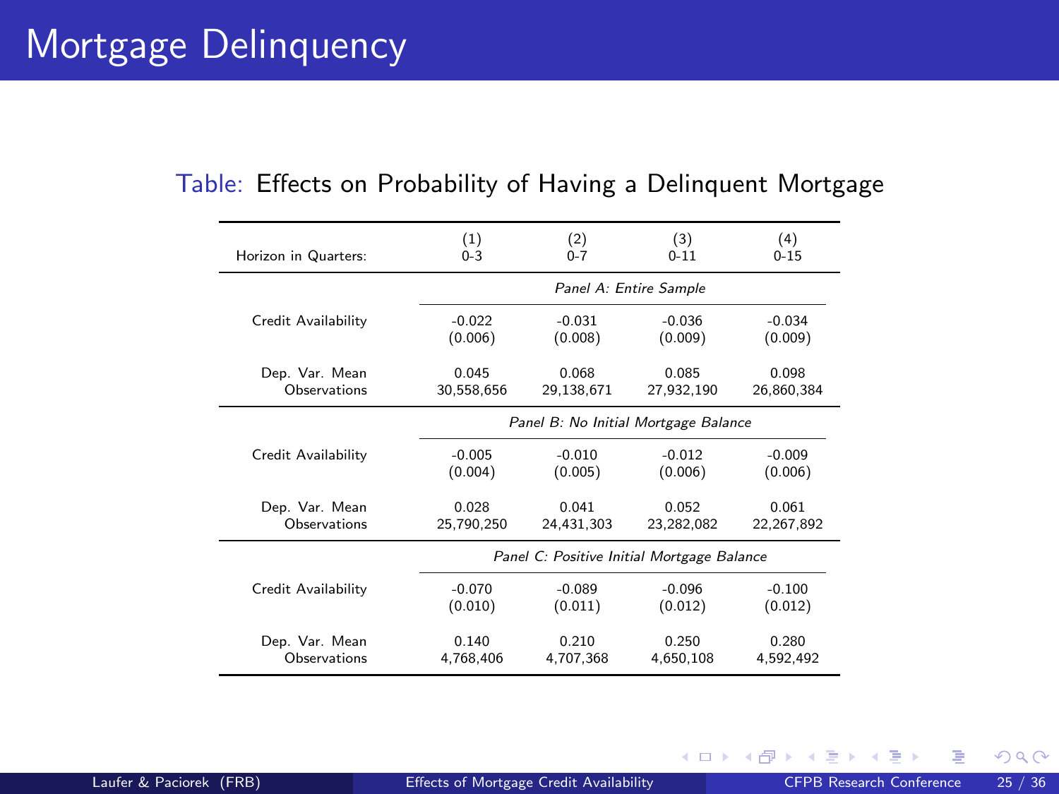# Mortgage Delinquency

Table: Effects on Probability of Having a Delinquent Mortgage

| Horizon in Quarters: | (1) 0-3 | (2) 0-7 | (3) 0-11 | (4) 0-15 |
|---|---|---|---|---|
| | *Panel A: Entire Sample* | | | |
| Credit Availability | -0.022 | -0.031 | -0.036 | -0.034 |
| | (0.006) | (0.008) | (0.009) | (0.009) |
| Dep. Var. Mean | 0.045 | 0.068 | 0.085 | 0.098 |
| Observations | 30,558,656 | 29,138,671 | 27,932,190 | 26,860,384 |
| | *Panel B: No Initial Mortgage Balance* | | | |
| Credit Availability | -0.005 | -0.010 | -0.012 | -0.009 |
| | (0.004) | (0.005) | (0.006) | (0.006) |
| Dep. Var. Mean | 0.028 | 0.041 | 0.052 | 0.061 |
| Observations | 25,790,250 | 24,431,303 | 23,282,082 | 22,267,892 |
| | *Panel C: Positive Initial Mortgage Balance* | | | |
| Credit Availability | -0.070 | -0.089 | -0.096 | -0.100 |
| | (0.010) | (0.011) | (0.012) | (0.012) |
| Dep. Var. Mean | 0.140 | 0.210 | 0.250 | 0.280 |
| Observations | 4,768,406 | 4,707,368 | 4,650,108 | 4,592,492 |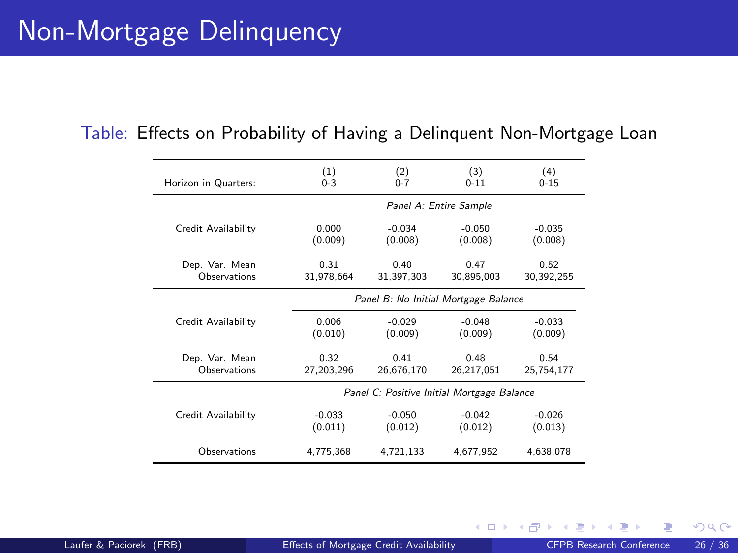# Non-Mortgage Delinquency

Table: Effects on Probability of Having a Delinquent Non-Mortgage Loan

| Horizon in Quarters: | (1) 0-3 | (2) 0-7 | (3) 0-11 | (4) 0-15 |
|---|---|---|---|---|
| | *Panel A: Entire Sample* | | | |
| Credit Availability | 0.000 | -0.034 | -0.050 | -0.035 |
| | (0.009) | (0.008) | (0.008) | (0.008) |
| Dep. Var. Mean | 0.31 | 0.40 | 0.47 | 0.52 |
| Observations | 31,978,664 | 31,397,303 | 30,895,003 | 30,392,255 |
| | *Panel B: No Initial Mortgage Balance* | | | |
| Credit Availability | 0.006 | -0.029 | -0.048 | -0.033 |
| | (0.010) | (0.009) | (0.009) | (0.009) |
| Dep. Var. Mean | 0.32 | 0.41 | 0.48 | 0.54 |
| Observations | 27,203,296 | 26,676,170 | 26,217,051 | 25,754,177 |
| | *Panel C: Positive Initial Mortgage Balance* | | | |
| Credit Availability | -0.033 | -0.050 | -0.042 | -0.026 |
| | (0.011) | (0.012) | (0.012) | (0.013) |
| Observations | 4,775,368 | 4,721,133 | 4,677,952 | 4,638,078 |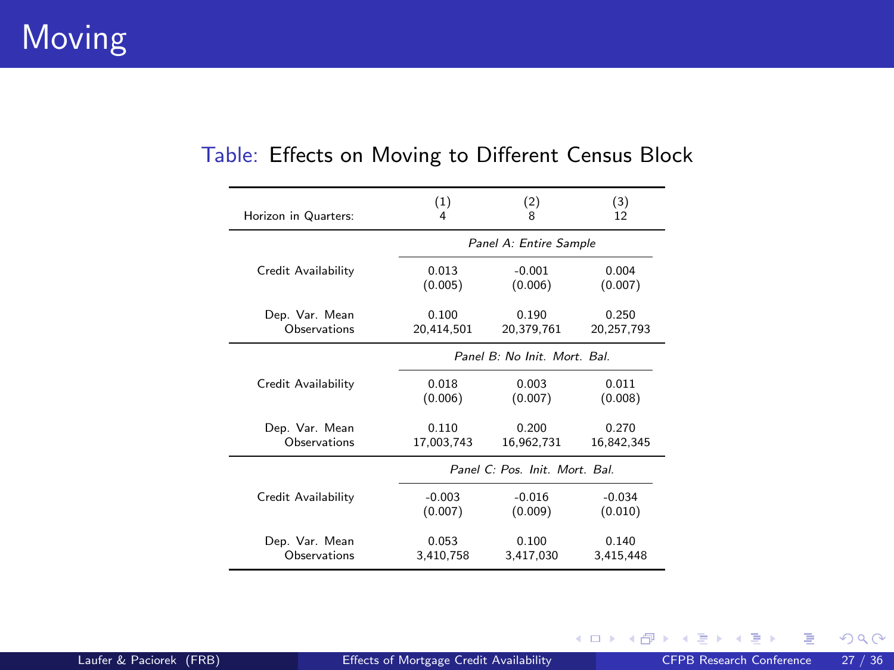# Moving

Table: Effects on Moving to Different Census Block

| Horizon in Quarters: | (1)<br>4 | (2)<br>8 | (3)<br>12 |
|---|---|---|---|
| | *Panel A: Entire Sample* | | |
| Credit Availability | 0.013<br>(0.005) | -0.001<br>(0.006) | 0.004<br>(0.007) |
| Dep. Var. Mean | 0.100 | 0.190 | 0.250 |
| Observations | 20,414,501 | 20,379,761 | 20,257,793 |
| | *Panel B: No Init. Mort. Bal.* | | |
| Credit Availability | 0.018<br>(0.006) | 0.003<br>(0.007) | 0.011<br>(0.008) |
| Dep. Var. Mean | 0.110 | 0.200 | 0.270 |
| Observations | 17,003,743 | 16,962,731 | 16,842,345 |
| | *Panel C: Pos. Init. Mort. Bal.* | | |
| Credit Availability | -0.003<br>(0.007) | -0.016<br>(0.009) | -0.034<br>(0.010) |
| Dep. Var. Mean | 0.053 | 0.100 | 0.140 |
| Observations | 3,410,758 | 3,417,030 | 3,415,448 |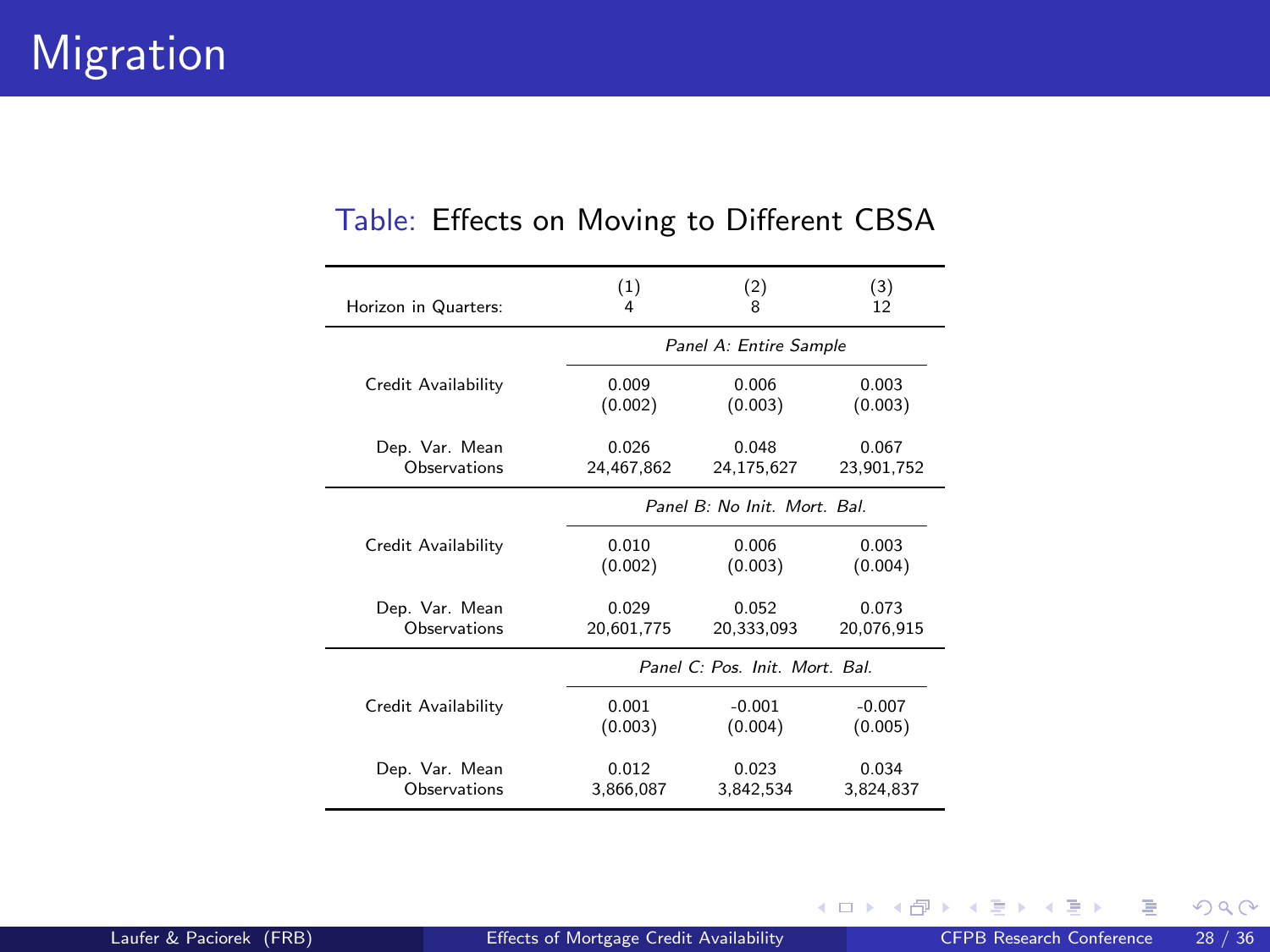# Migration

Table: Effects on Moving to Different CBSA

| | (1) | (2) | (3) |
|---|---|---|---|
| Horizon in Quarters: | 4 | 8 | 12 |
| | *Panel A: Entire Sample* | | |
| Credit Availability | 0.009 | 0.006 | 0.003 |
| | (0.002) | (0.003) | (0.003) |
| Dep. Var. Mean | 0.026 | 0.048 | 0.067 |
| Observations | 24,467,862 | 24,175,627 | 23,901,752 |
| | *Panel B: No Init. Mort. Bal.* | | |
| Credit Availability | 0.010 | 0.006 | 0.003 |
| | (0.002) | (0.003) | (0.004) |
| Dep. Var. Mean | 0.029 | 0.052 | 0.073 |
| Observations | 20,601,775 | 20,333,093 | 20,076,915 |
| | *Panel C: Pos. Init. Mort. Bal.* | | |
| Credit Availability | 0.001 | -0.001 | -0.007 |
| | (0.003) | (0.004) | (0.005) |
| Dep. Var. Mean | 0.012 | 0.023 | 0.034 |
| Observations | 3,866,087 | 3,842,534 | 3,824,837 |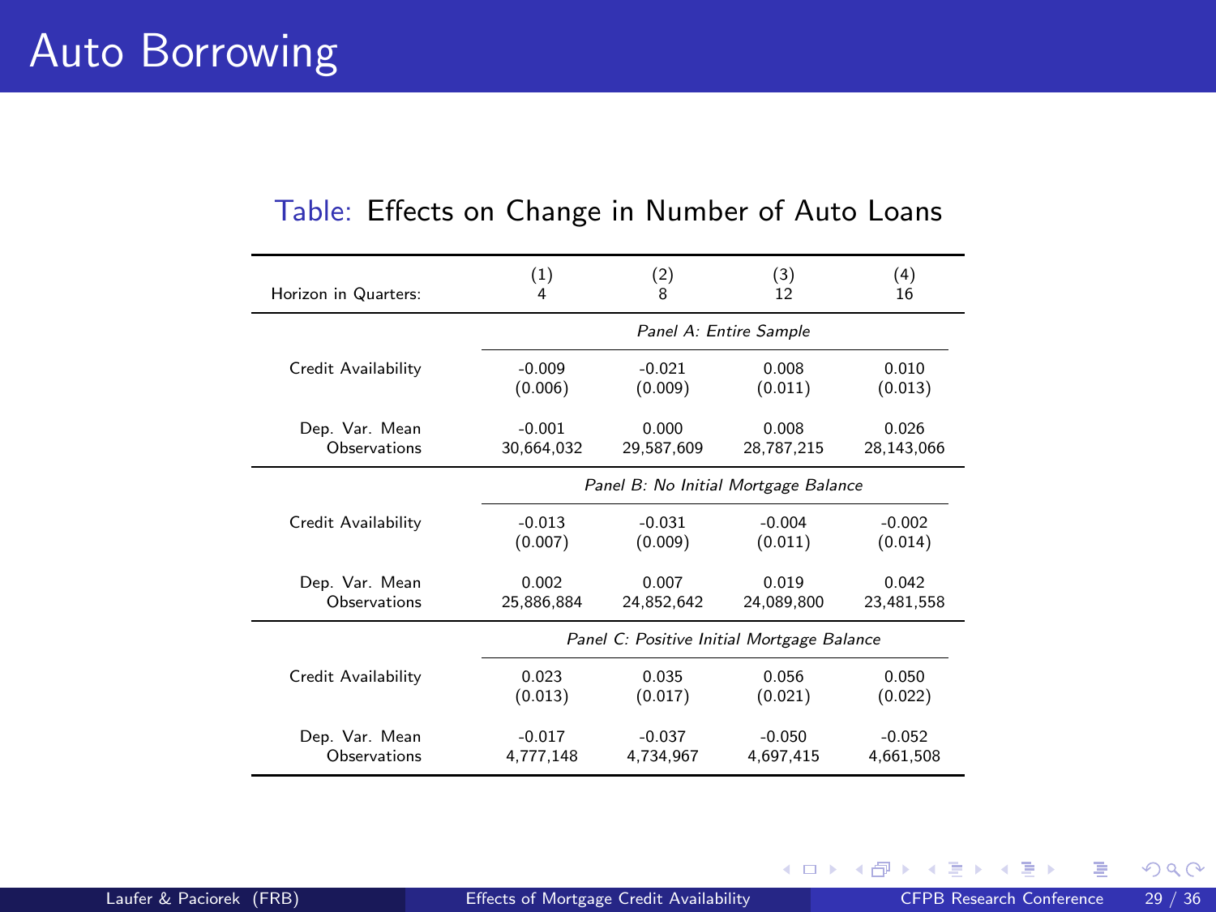# Auto Borrowing

Table: Effects on Change in Number of Auto Loans

| Horizon in Quarters: | (1) 4 | (2) 8 | (3) 12 | (4) 16 |
|---|---|---|---|---|
| | *Panel A: Entire Sample* | | | |
| Credit Availability | -0.009 | -0.021 | 0.008 | 0.010 |
| | (0.006) | (0.009) | (0.011) | (0.013) |
| Dep. Var. Mean | -0.001 | 0.000 | 0.008 | 0.026 |
| Observations | 30,664,032 | 29,587,609 | 28,787,215 | 28,143,066 |
| | *Panel B: No Initial Mortgage Balance* | | | |
| Credit Availability | -0.013 | -0.031 | -0.004 | -0.002 |
| | (0.007) | (0.009) | (0.011) | (0.014) |
| Dep. Var. Mean | 0.002 | 0.007 | 0.019 | 0.042 |
| Observations | 25,886,884 | 24,852,642 | 24,089,800 | 23,481,558 |
| | *Panel C: Positive Initial Mortgage Balance* | | | |
| Credit Availability | 0.023 | 0.035 | 0.056 | 0.050 |
| | (0.013) | (0.017) | (0.021) | (0.022) |
| Dep. Var. Mean | -0.017 | -0.037 | -0.050 | -0.052 |
| Observations | 4,777,148 | 4,734,967 | 4,697,415 | 4,661,508 |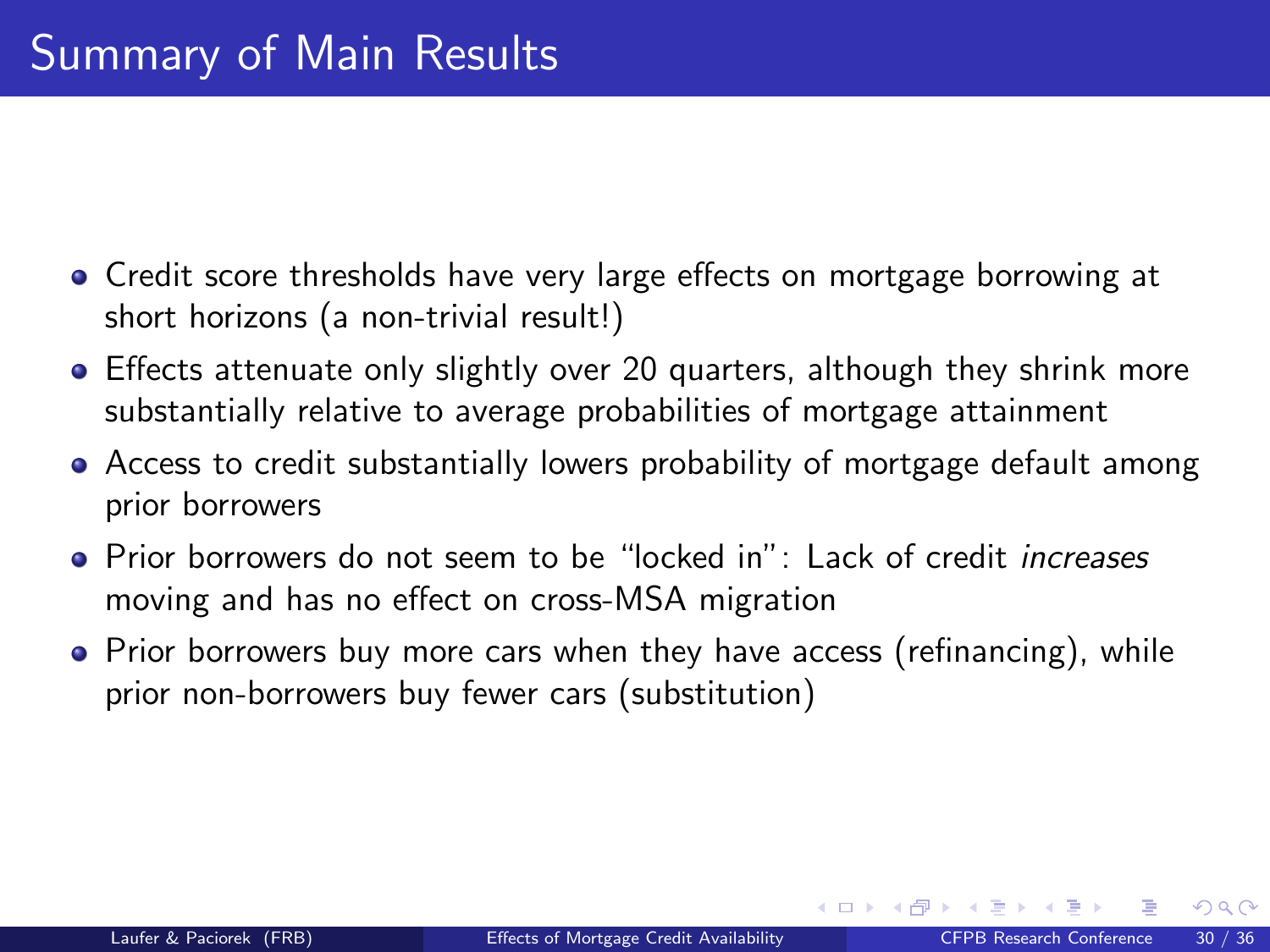# Summary of Main Results

- Credit score thresholds have very large effects on mortgage borrowing at short horizons (a non-trivial result!)
- Effects attenuate only slightly over 20 quarters, although they shrink more substantially relative to average probabilities of mortgage attainment
- Access to credit substantially lowers probability of mortgage default among prior borrowers
- Prior borrowers do not seem to be "locked in": Lack of credit *increases* moving and has no effect on cross-MSA migration
- Prior borrowers buy more cars when they have access (refinancing), while prior non-borrowers buy fewer cars (substitution)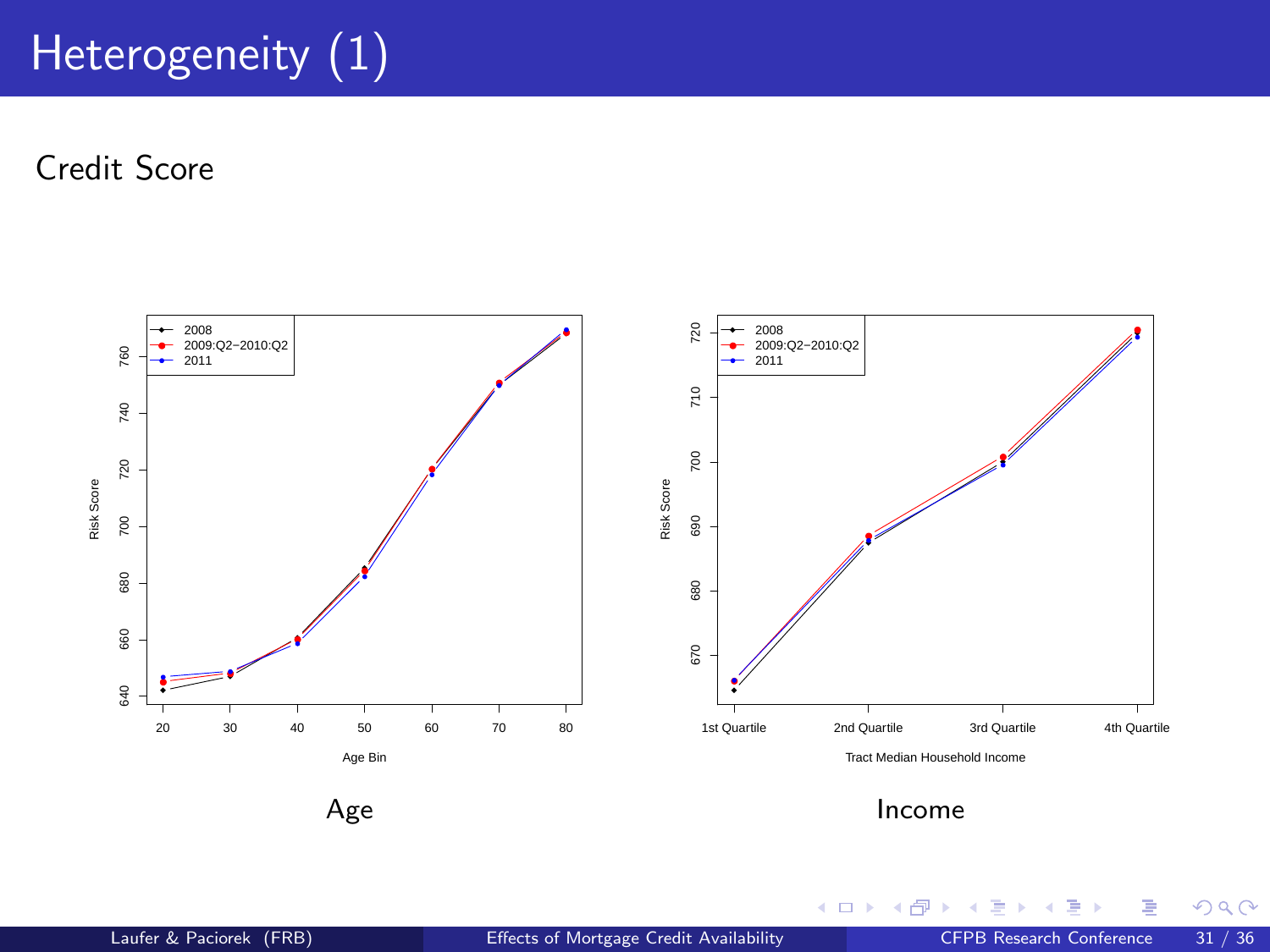# Heterogeneity (1)

## Credit Score

Age

Income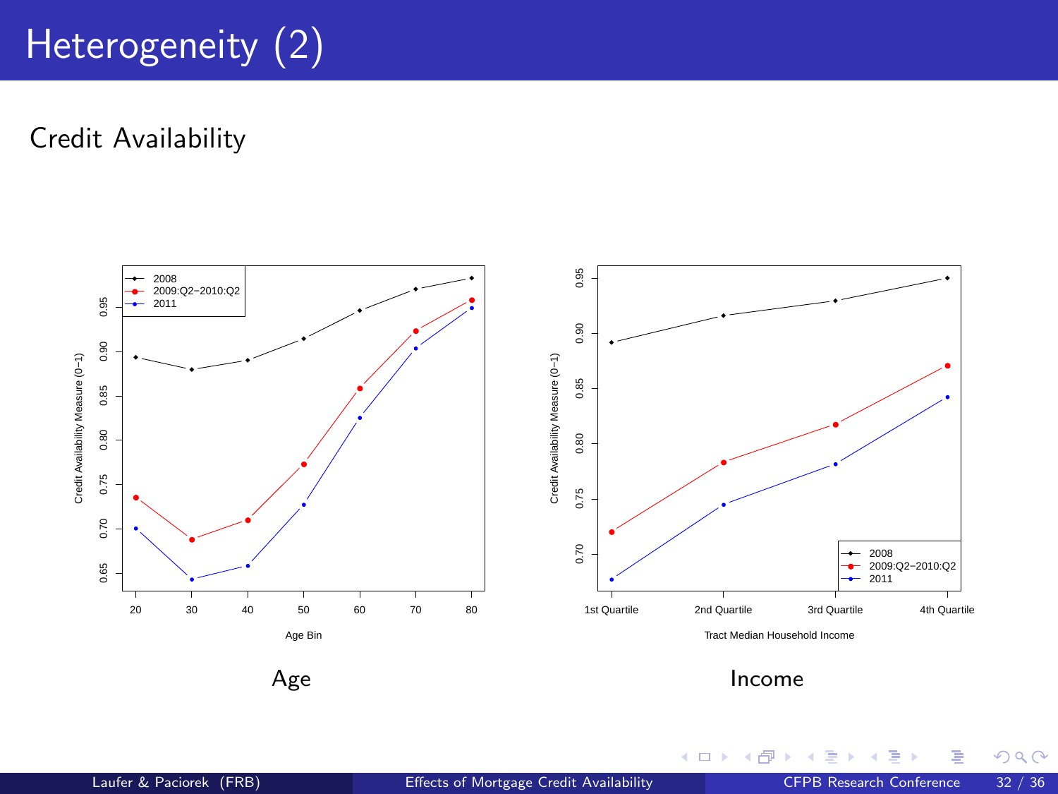# Heterogeneity (2)

## Credit Availability

Age

Income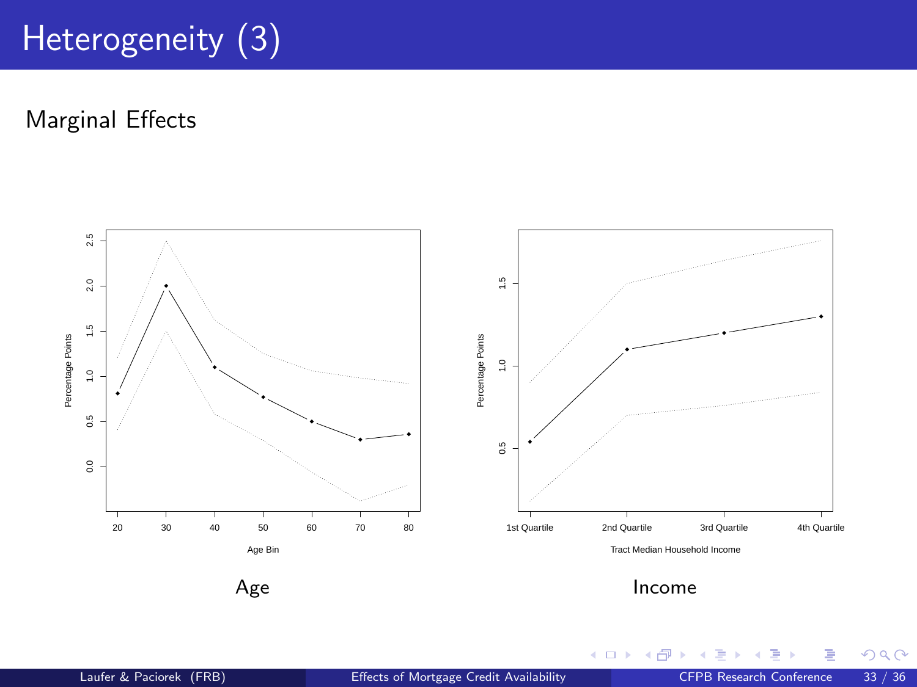# Heterogeneity (3)

## Marginal Effects

Age

Income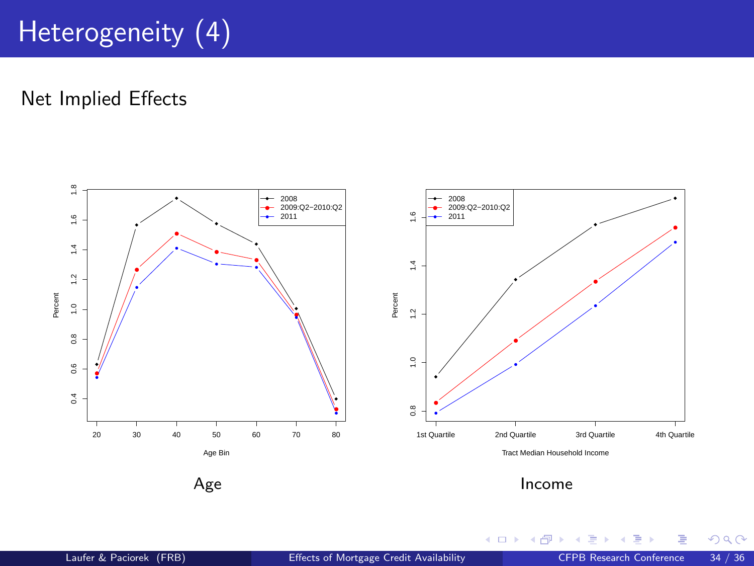# Heterogeneity (4)

## Net Implied Effects

Age

Income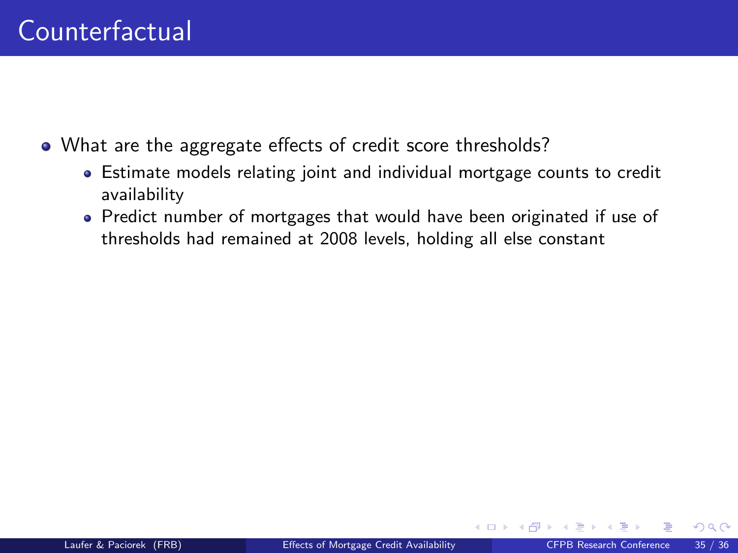# Counterfactual

- What are the aggregate effects of credit score thresholds?
  - Estimate models relating joint and individual mortgage counts to credit availability
  - Predict number of mortgages that would have been originated if use of thresholds had remained at 2008 levels, holding all else constant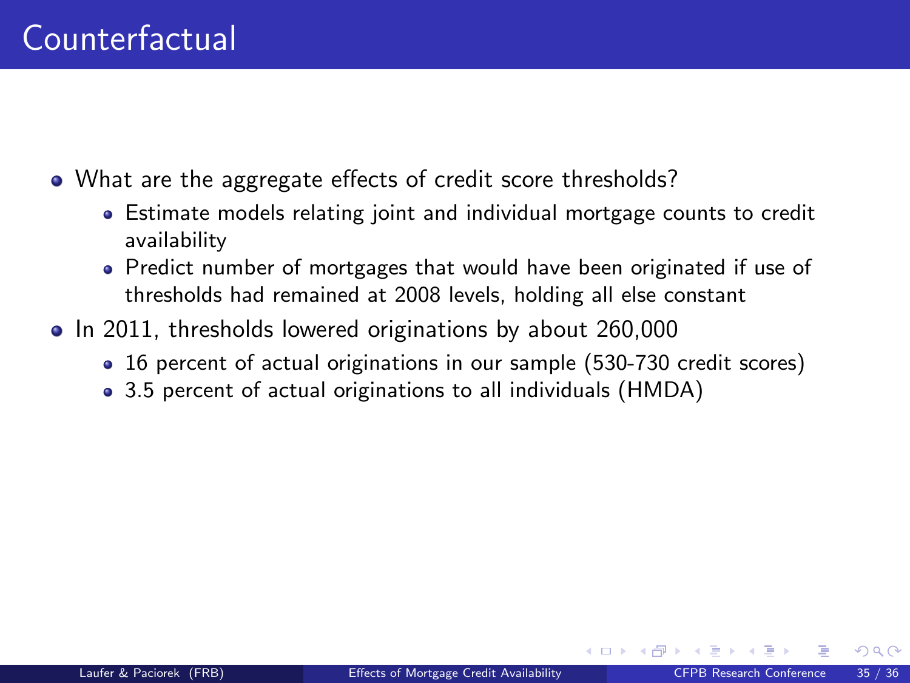# Counterfactual

- What are the aggregate effects of credit score thresholds?
  - Estimate models relating joint and individual mortgage counts to credit availability
  - Predict number of mortgages that would have been originated if use of thresholds had remained at 2008 levels, holding all else constant
- In 2011, thresholds lowered originations by about 260,000
  - 16 percent of actual originations in our sample (530-730 credit scores)
  - 3.5 percent of actual originations to all individuals (HMDA)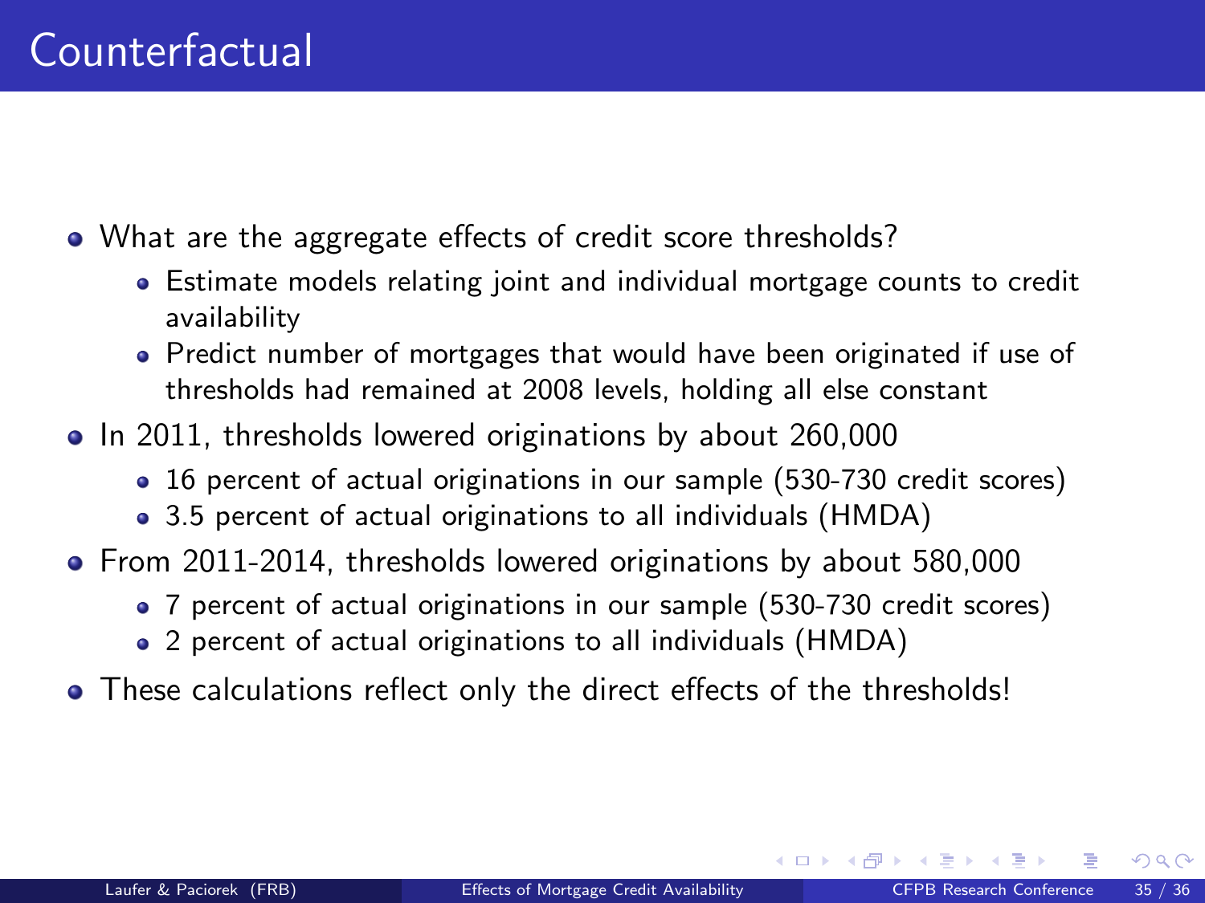# Counterfactual

- What are the aggregate effects of credit score thresholds?
  - Estimate models relating joint and individual mortgage counts to credit availability
  - Predict number of mortgages that would have been originated if use of thresholds had remained at 2008 levels, holding all else constant
- In 2011, thresholds lowered originations by about 260,000
  - 16 percent of actual originations in our sample (530-730 credit scores)
  - 3.5 percent of actual originations to all individuals (HMDA)
- From 2011-2014, thresholds lowered originations by about 580,000
  - 7 percent of actual originations in our sample (530-730 credit scores)
  - 2 percent of actual originations to all individuals (HMDA)
- These calculations reflect only the direct effects of the thresholds!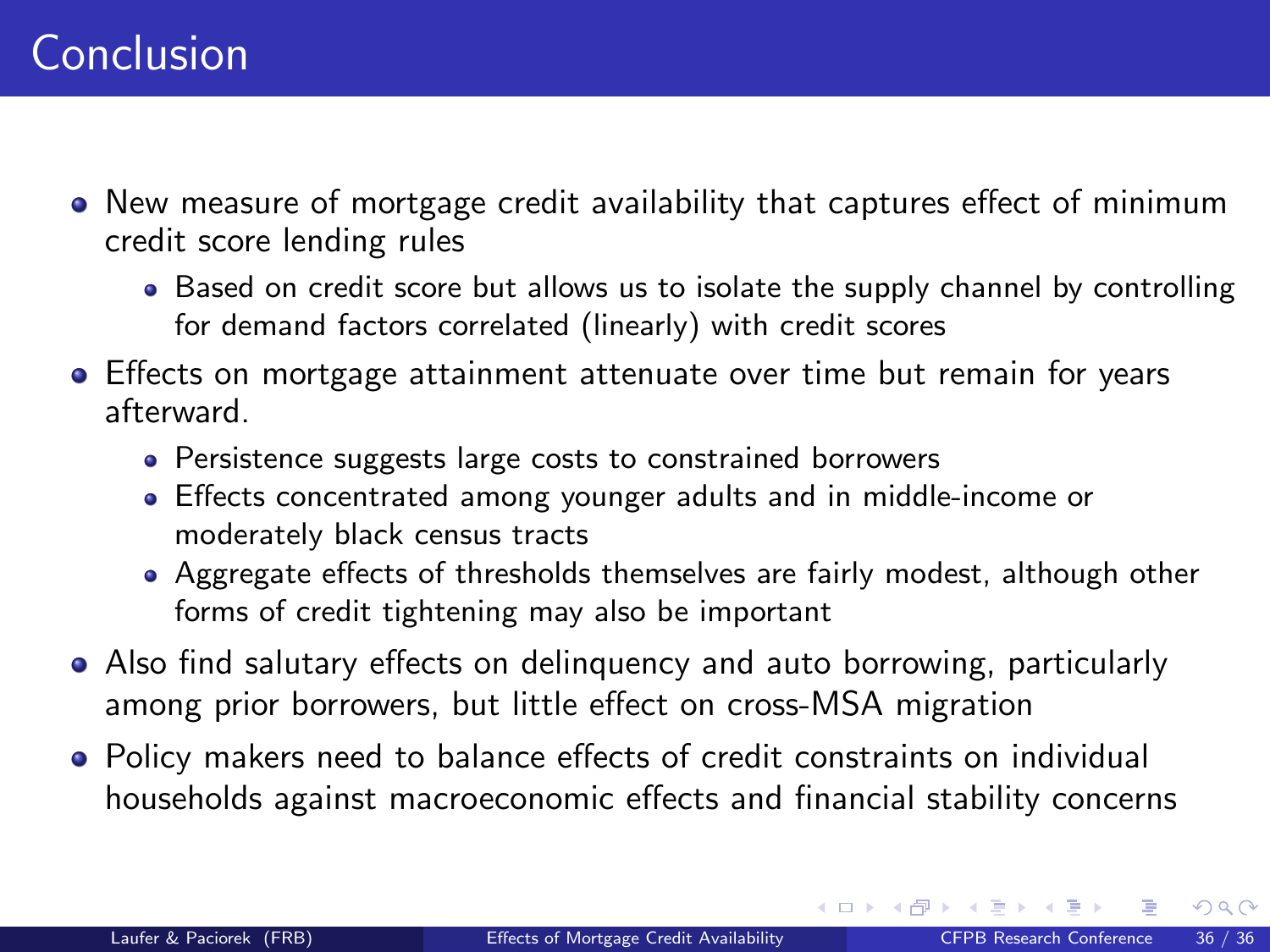# Conclusion

- New measure of mortgage credit availability that captures effect of minimum credit score lending rules
  - Based on credit score but allows us to isolate the supply channel by controlling for demand factors correlated (linearly) with credit scores
- Effects on mortgage attainment attenuate over time but remain for years afterward.
  - Persistence suggests large costs to constrained borrowers
  - Effects concentrated among younger adults and in middle-income or moderately black census tracts
  - Aggregate effects of thresholds themselves are fairly modest, although other forms of credit tightening may also be important
- Also find salutary effects on delinquency and auto borrowing, particularly among prior borrowers, but little effect on cross-MSA migration
- Policy makers need to balance effects of credit constraints on individual households against macroeconomic effects and financial stability concerns